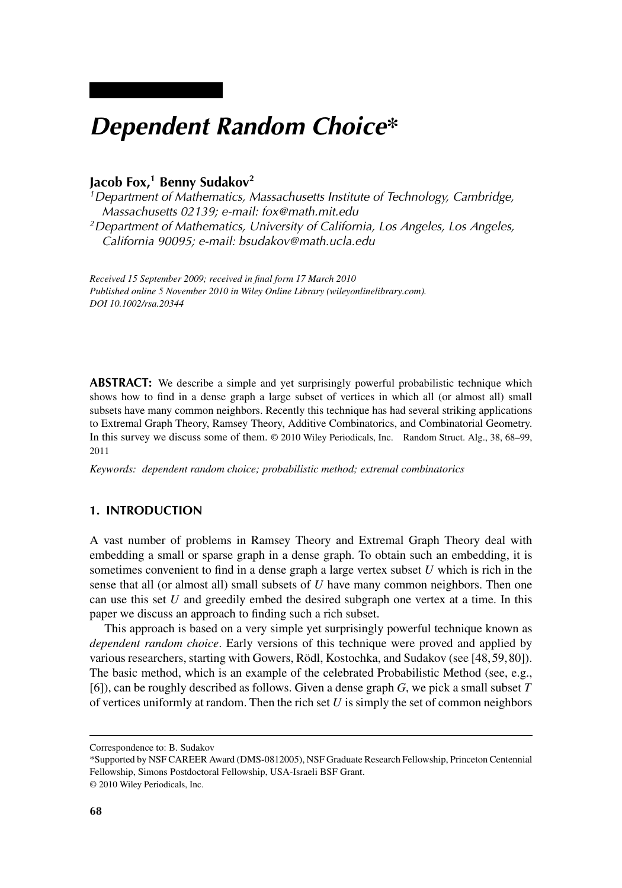# Dependent Random Choice*

**Jacob Fox,[1] Benny Sudakov[2]**

[1]*Department of Mathematics, Massachusetts Institute of Technology, Cambridge, Massachusetts 02139; e-mail: fox@math.mit.edu*

[2]*Department of Mathematics, University of California, Los Angeles, Los Angeles, California 90095; e-mail: bsudakov@math.ucla.edu*

*Received 15 September 2009; received in final form 17 March 2010*
*Published online 5 November 2010 in Wiley Online Library (wileyonlinelibrary.com).*
*DOI 10.1002/rsa.20344*

**ABSTRACT:** We describe a simple and yet surprisingly powerful probabilistic technique which shows how to find in a dense graph a large subset of vertices in which all (or almost all) small subsets have many common neighbors. Recently this technique has had several striking applications to Extremal Graph Theory, Ramsey Theory, Additive Combinatorics, and Combinatorial Geometry. In this survey we discuss some of them. © 2010 Wiley Periodicals, Inc. Random Struct. Alg., 38, 68–99, 2011

*Keywords: dependent random choice; probabilistic method; extremal combinatorics*

## 1. INTRODUCTION

A vast number of problems in Ramsey Theory and Extremal Graph Theory deal with embedding a small or sparse graph in a dense graph. To obtain such an embedding, it is sometimes convenient to find in a dense graph a large vertex subset $U$ which is rich in the sense that all (or almost all) small subsets of $U$ have many common neighbors. Then one can use this set $U$ and greedily embed the desired subgraph one vertex at a time. In this paper we discuss an approach to finding such a rich subset.

This approach is based on a very simple yet surprisingly powerful technique known as *dependent random choice*. Early versions of this technique were proved and applied by various researchers, starting with Gowers, Rödl, Kostochka, and Sudakov (see [48, 59, 80]). The basic method, which is an example of the celebrated Probabilistic Method (see, e.g., [6]), can be roughly described as follows. Given a dense graph $G$, we pick a small subset $T$ of vertices uniformly at random. Then the rich set $U$ is simply the set of common neighbors

---

Correspondence to: B. Sudakov

*Supported by NSF CAREER Award (DMS-0812005), NSF Graduate Research Fellowship, Princeton Centennial Fellowship, Simons Postdoctoral Fellowship, USA-Israeli BSF Grant.

© 2010 Wiley Periodicals, Inc.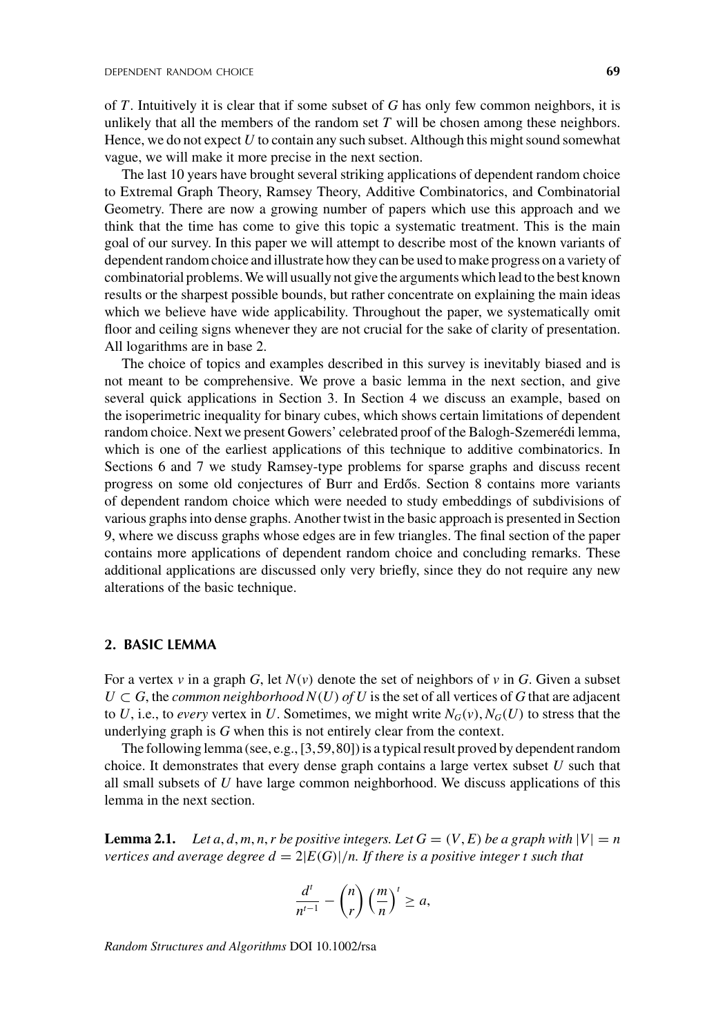of $T$. Intuitively it is clear that if some subset of $G$ has only few common neighbors, it is unlikely that all the members of the random set $T$ will be chosen among these neighbors. Hence, we do not expect $U$ to contain any such subset. Although this might sound somewhat vague, we will make it more precise in the next section.

The last 10 years have brought several striking applications of dependent random choice to Extremal Graph Theory, Ramsey Theory, Additive Combinatorics, and Combinatorial Geometry. There are now a growing number of papers which use this approach and we think that the time has come to give this topic a systematic treatment. This is the main goal of our survey. In this paper we will attempt to describe most of the known variants of dependent random choice and illustrate how they can be used to make progress on a variety of combinatorial problems. We will usually not give the arguments which lead to the best known results or the sharpest possible bounds, but rather concentrate on explaining the main ideas which we believe have wide applicability. Throughout the paper, we systematically omit floor and ceiling signs whenever they are not crucial for the sake of clarity of presentation. All logarithms are in base 2.

The choice of topics and examples described in this survey is inevitably biased and is not meant to be comprehensive. We prove a basic lemma in the next section, and give several quick applications in Section 3. In Section 4 we discuss an example, based on the isoperimetric inequality for binary cubes, which shows certain limitations of dependent random choice. Next we present Gowers' celebrated proof of the Balogh-Szemerédi lemma, which is one of the earliest applications of this technique to additive combinatorics. In Sections 6 and 7 we study Ramsey-type problems for sparse graphs and discuss recent progress on some old conjectures of Burr and Erdős. Section 8 contains more variants of dependent random choice which were needed to study embeddings of subdivisions of various graphs into dense graphs. Another twist in the basic approach is presented in Section 9, where we discuss graphs whose edges are in few triangles. The final section of the paper contains more applications of dependent random choice and concluding remarks. These additional applications are discussed only very briefly, since they do not require any new alterations of the basic technique.

## 2. BASIC LEMMA

For a vertex $v$ in a graph $G$, let $N(v)$ denote the set of neighbors of $v$ in $G$. Given a subset $U \subset G$, the *common neighborhood* $N(U)$ *of* $U$ is the set of all vertices of $G$ that are adjacent to $U$, i.e., to *every* vertex in $U$. Sometimes, we might write $N_G(v), N_G(U)$ to stress that the underlying graph is $G$ when this is not entirely clear from the context.

The following lemma (see, e.g., [3,59,80]) is a typical result proved by dependent random choice. It demonstrates that every dense graph contains a large vertex subset $U$ such that all small subsets of $U$ have large common neighborhood. We discuss applications of this lemma in the next section.

**Lemma 2.1.** *Let $a, d, m, n, r$ be positive integers. Let $G = (V, E)$ be a graph with $|V| = n$ vertices and average degree $d = 2|E(G)|/n$. If there is a positive integer $t$ such that*

$$\frac{d^t}{n^{t-1}} - \binom{n}{r}\left(\frac{m}{n}\right)^t \geq a,$$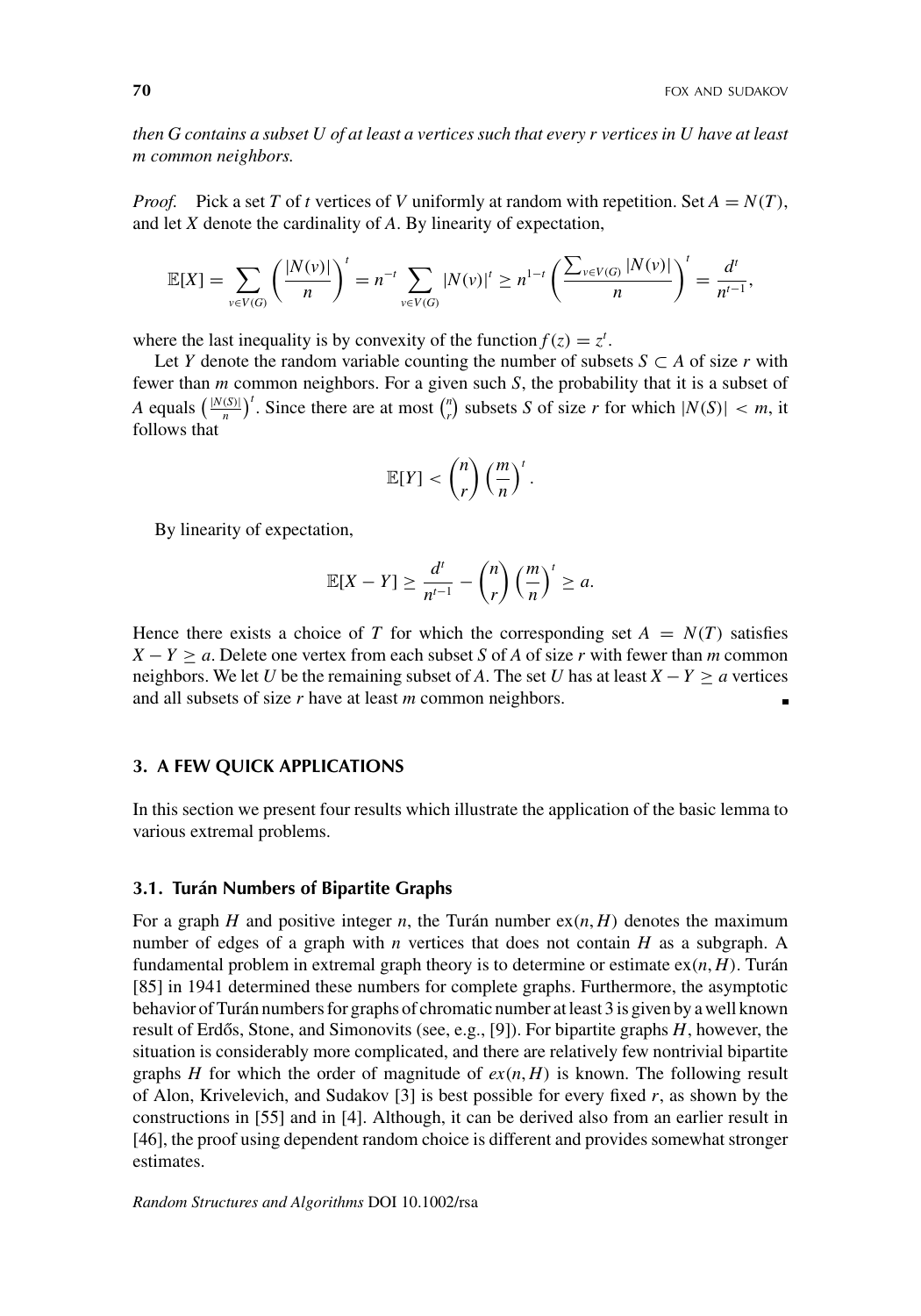*then G contains a subset U of at least a vertices such that every r vertices in U have at least m common neighbors.*

*Proof.* Pick a set $T$ of $t$ vertices of $V$ uniformly at random with repetition. Set $A = N(T)$, and let $X$ denote the cardinality of $A$. By linearity of expectation,

$$\mathbb{E}[X] = \sum_{v \in V(G)} \left( \frac{|N(v)|}{n} \right)^t = n^{-t} \sum_{v \in V(G)} |N(v)|^t \geq n^{1-t} \left( \frac{\sum_{v \in V(G)} |N(v)|}{n} \right)^t = \frac{d^t}{n^{t-1}},$$

where the last inequality is by convexity of the function $f(z) = z^t$.

Let $Y$ denote the random variable counting the number of subsets $S \subset A$ of size $r$ with fewer than $m$ common neighbors. For a given such $S$, the probability that it is a subset of $A$ equals $\left(\frac{|N(S)|}{n}\right)^t$. Since there are at most $\binom{n}{r}$ subsets $S$ of size $r$ for which $|N(S)| < m$, it follows that

$$\mathbb{E}[Y] < \binom{n}{r} \left( \frac{m}{n} \right)^t.$$

By linearity of expectation,

$$\mathbb{E}[X - Y] \geq \frac{d^t}{n^{t-1}} - \binom{n}{r} \left( \frac{m}{n} \right)^t \geq a.$$

Hence there exists a choice of $T$ for which the corresponding set $A = N(T)$ satisfies $X - Y \geq a$. Delete one vertex from each subset $S$ of $A$ of size $r$ with fewer than $m$ common neighbors. We let $U$ be the remaining subset of $A$. The set $U$ has at least $X - Y \geq a$ vertices and all subsets of size $r$ have at least $m$ common neighbors. ∎

## 3. A FEW QUICK APPLICATIONS

In this section we present four results which illustrate the application of the basic lemma to various extremal problems.

### 3.1. Turán Numbers of Bipartite Graphs

For a graph $H$ and positive integer $n$, the Turán number $\mathrm{ex}(n, H)$ denotes the maximum number of edges of a graph with $n$ vertices that does not contain $H$ as a subgraph. A fundamental problem in extremal graph theory is to determine or estimate $\mathrm{ex}(n, H)$. Turán [85] in 1941 determined these numbers for complete graphs. Furthermore, the asymptotic behavior of Turán numbers for graphs of chromatic number at least 3 is given by a well known result of Erdős, Stone, and Simonovits (see, e.g., [9]). For bipartite graphs $H$, however, the situation is considerably more complicated, and there are relatively few nontrivial bipartite graphs $H$ for which the order of magnitude of $ex(n, H)$ is known. The following result of Alon, Krivelevich, and Sudakov [3] is best possible for every fixed $r$, as shown by the constructions in [55] and in [4]. Although, it can be derived also from an earlier result in [46], the proof using dependent random choice is different and provides somewhat stronger estimates.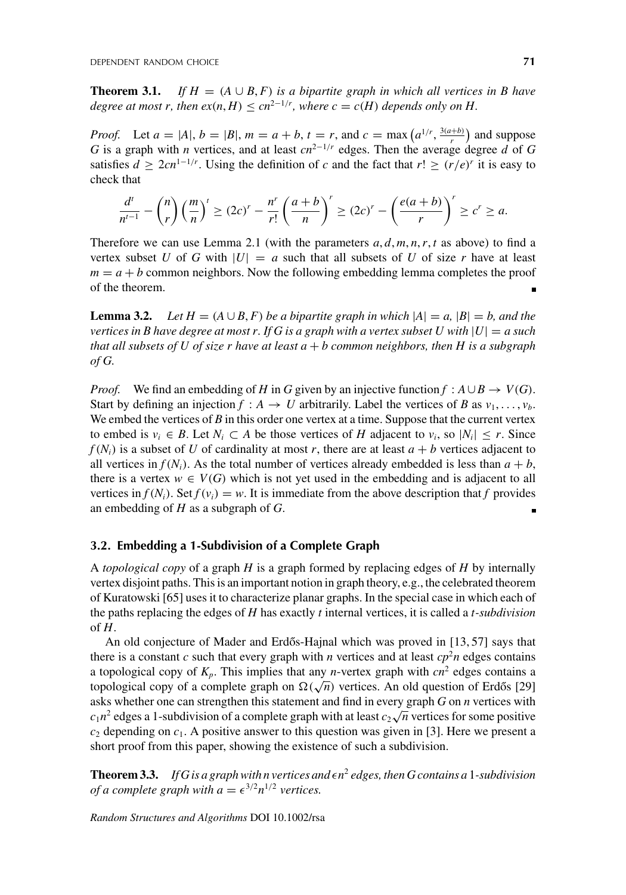**Theorem 3.1.** *If $H = (A \cup B, F)$ is a bipartite graph in which all vertices in $B$ have degree at most $r$, then $ex(n,H) \le cn^{2-1/r}$, where $c = c(H)$ depends only on $H$.*

*Proof.* Let $a = |A|$, $b = |B|$, $m = a + b$, $t = r$, and $c = \max\left(a^{1/r}, \frac{3(a+b)}{r}\right)$ and suppose $G$ is a graph with $n$ vertices, and at least $cn^{2-1/r}$ edges. Then the average degree $d$ of $G$ satisfies $d \ge 2cn^{1-1/r}$. Using the definition of $c$ and the fact that $r! \ge (r/e)^r$ it is easy to check that

$$\frac{d^t}{n^{t-1}} - \binom{n}{r}\left(\frac{m}{n}\right)^t \ge (2c)^r - \frac{n^r}{r!}\left(\frac{a+b}{n}\right)^r \ge (2c)^r - \left(\frac{e(a+b)}{r}\right)^r \ge c^r \ge a.$$

Therefore we can use Lemma 2.1 (with the parameters $a, d, m, n, r, t$ as above) to find a vertex subset $U$ of $G$ with $|U| = a$ such that all subsets of $U$ of size $r$ have at least $m = a + b$ common neighbors. Now the following embedding lemma completes the proof of the theorem. ∎

**Lemma 3.2.** *Let $H = (A \cup B, F)$ be a bipartite graph in which $|A| = a$, $|B| = b$, and the vertices in $B$ have degree at most $r$. If $G$ is a graph with a vertex subset $U$ with $|U| = a$ such that all subsets of $U$ of size $r$ have at least $a + b$ common neighbors, then $H$ is a subgraph of $G$.*

*Proof.* We find an embedding of $H$ in $G$ given by an injective function $f : A \cup B \to V(G)$. Start by defining an injection $f : A \to U$ arbitrarily. Label the vertices of $B$ as $v_1, \ldots, v_b$. We embed the vertices of $B$ in this order one vertex at a time. Suppose that the current vertex to embed is $v_i \in B$. Let $N_i \subset A$ be those vertices of $H$ adjacent to $v_i$, so $|N_i| \le r$. Since $f(N_i)$ is a subset of $U$ of cardinality at most $r$, there are at least $a + b$ vertices adjacent to all vertices in $f(N_i)$. As the total number of vertices already embedded is less than $a + b$, there is a vertex $w \in V(G)$ which is not yet used in the embedding and is adjacent to all vertices in $f(N_i)$. Set $f(v_i) = w$. It is immediate from the above description that $f$ provides an embedding of $H$ as a subgraph of $G$. ∎

### 3.2. Embedding a 1-Subdivision of a Complete Graph

A *topological copy* of a graph $H$ is a graph formed by replacing edges of $H$ by internally vertex disjoint paths. This is an important notion in graph theory, e.g., the celebrated theorem of Kuratowski [65] uses it to characterize planar graphs. In the special case in which each of the paths replacing the edges of $H$ has exactly $t$ internal vertices, it is called a *$t$-subdivision* of $H$.

An old conjecture of Mader and Erdős-Hajnal which was proved in [13, 57] says that there is a constant $c$ such that every graph with $n$ vertices and at least $cp^2n$ edges contains a topological copy of $K_p$. This implies that any $n$-vertex graph with $cn^2$ edges contains a topological copy of a complete graph on $\Omega(\sqrt{n})$ vertices. An old question of Erdős [29] asks whether one can strengthen this statement and find in every graph $G$ on $n$ vertices with $c_1n^2$ edges a 1-subdivision of a complete graph with at least $c_2\sqrt{n}$ vertices for some positive $c_2$ depending on $c_1$. A positive answer to this question was given in [3]. Here we present a short proof from this paper, showing the existence of such a subdivision.

**Theorem 3.3.** *If $G$ is a graph with $n$ vertices and $\epsilon n^2$ edges, then $G$ contains a 1-subdivision of a complete graph with $a = \epsilon^{3/2}n^{1/2}$ vertices.*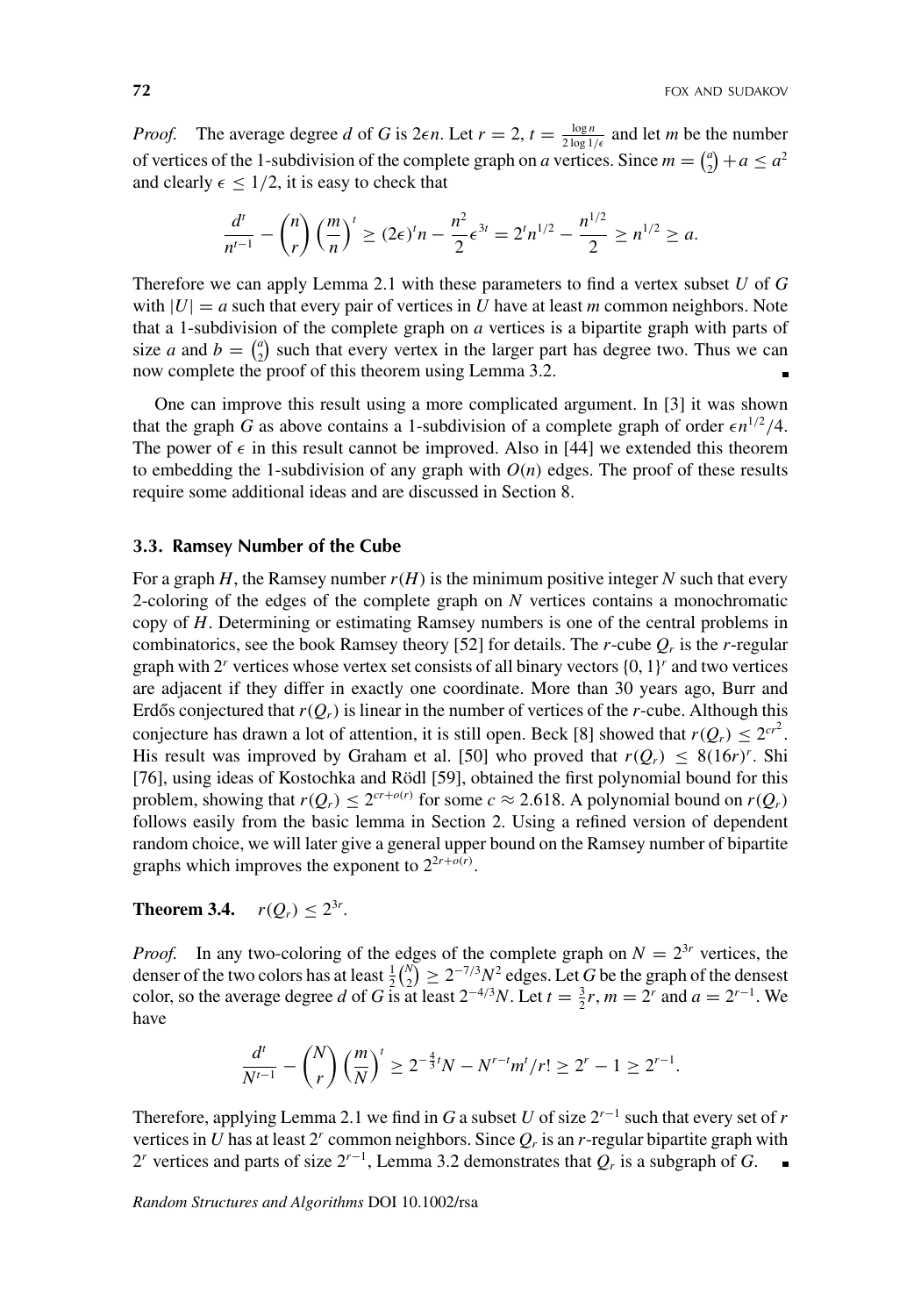*Proof.* The average degree $d$ of $G$ is $2\epsilon n$. Let $r = 2$, $t = \frac{\log n}{2\log 1/\epsilon}$ and let $m$ be the number of vertices of the 1-subdivision of the complete graph on $a$ vertices. Since $m = \binom{a}{2} + a \le a^2$ and clearly $\epsilon \le 1/2$, it is easy to check that

$$\frac{d^t}{n^{t-1}} - \binom{n}{r}\left(\frac{m}{n}\right)^t \ge (2\epsilon)^t n - \frac{n^2}{2}\epsilon^{3t} = 2^t n^{1/2} - \frac{n^{1/2}}{2} \ge n^{1/2} \ge a.$$

Therefore we can apply Lemma 2.1 with these parameters to find a vertex subset $U$ of $G$ with $|U| = a$ such that every pair of vertices in $U$ have at least $m$ common neighbors. Note that a 1-subdivision of the complete graph on $a$ vertices is a bipartite graph with parts of size $a$ and $b = \binom{a}{2}$ such that every vertex in the larger part has degree two. Thus we can now complete the proof of this theorem using Lemma 3.2. ∎

One can improve this result using a more complicated argument. In [3] it was shown that the graph $G$ as above contains a 1-subdivision of a complete graph of order $\epsilon n^{1/2}/4$. The power of $\epsilon$ in this result cannot be improved. Also in [44] we extended this theorem to embedding the 1-subdivision of any graph with $O(n)$ edges. The proof of these results require some additional ideas and are discussed in Section 8.

### 3.3. Ramsey Number of the Cube

For a graph $H$, the Ramsey number $r(H)$ is the minimum positive integer $N$ such that every 2-coloring of the edges of the complete graph on $N$ vertices contains a monochromatic copy of $H$. Determining or estimating Ramsey numbers is one of the central problems in combinatorics, see the book Ramsey theory [52] for details. The $r$-cube $Q_r$ is the $r$-regular graph with $2^r$ vertices whose vertex set consists of all binary vectors $\{0, 1\}^r$ and two vertices are adjacent if they differ in exactly one coordinate. More than 30 years ago, Burr and Erdős conjectured that $r(Q_r)$ is linear in the number of vertices of the $r$-cube. Although this conjecture has drawn a lot of attention, it is still open. Beck [8] showed that $r(Q_r) \le 2^{cr^2}$. His result was improved by Graham et al. [50] who proved that $r(Q_r) \le 8(16r)^r$. Shi [76], using ideas of Kostochka and Rödl [59], obtained the first polynomial bound for this problem, showing that $r(Q_r) \le 2^{cr+o(r)}$ for some $c \approx 2.618$. A polynomial bound on $r(Q_r)$ follows easily from the basic lemma in Section 2. Using a refined version of dependent random choice, we will later give a general upper bound on the Ramsey number of bipartite graphs which improves the exponent to $2^{2r+o(r)}$.

**Theorem 3.4.** $r(Q_r) \le 2^{3r}$.

*Proof.* In any two-coloring of the edges of the complete graph on $N = 2^{3r}$ vertices, the denser of the two colors has at least $\frac{1}{2}\binom{N}{2} \ge 2^{-7/3}N^2$ edges. Let $G$ be the graph of the densest color, so the average degree $d$ of $G$ is at least $2^{-4/3}N$. Let $t = \frac{3}{2}r$, $m = 2^r$ and $a = 2^{r-1}$. We have

$$\frac{d^t}{N^{t-1}} - \binom{N}{r}\left(\frac{m}{N}\right)^t \ge 2^{-\frac{4}{3}t}N - N^{r-t}m^t/r! \ge 2^r - 1 \ge 2^{r-1}.$$

Therefore, applying Lemma 2.1 we find in $G$ a subset $U$ of size $2^{r-1}$ such that every set of $r$ vertices in $U$ has at least $2^r$ common neighbors. Since $Q_r$ is an $r$-regular bipartite graph with $2^r$ vertices and parts of size $2^{r-1}$, Lemma 3.2 demonstrates that $Q_r$ is a subgraph of $G$. ∎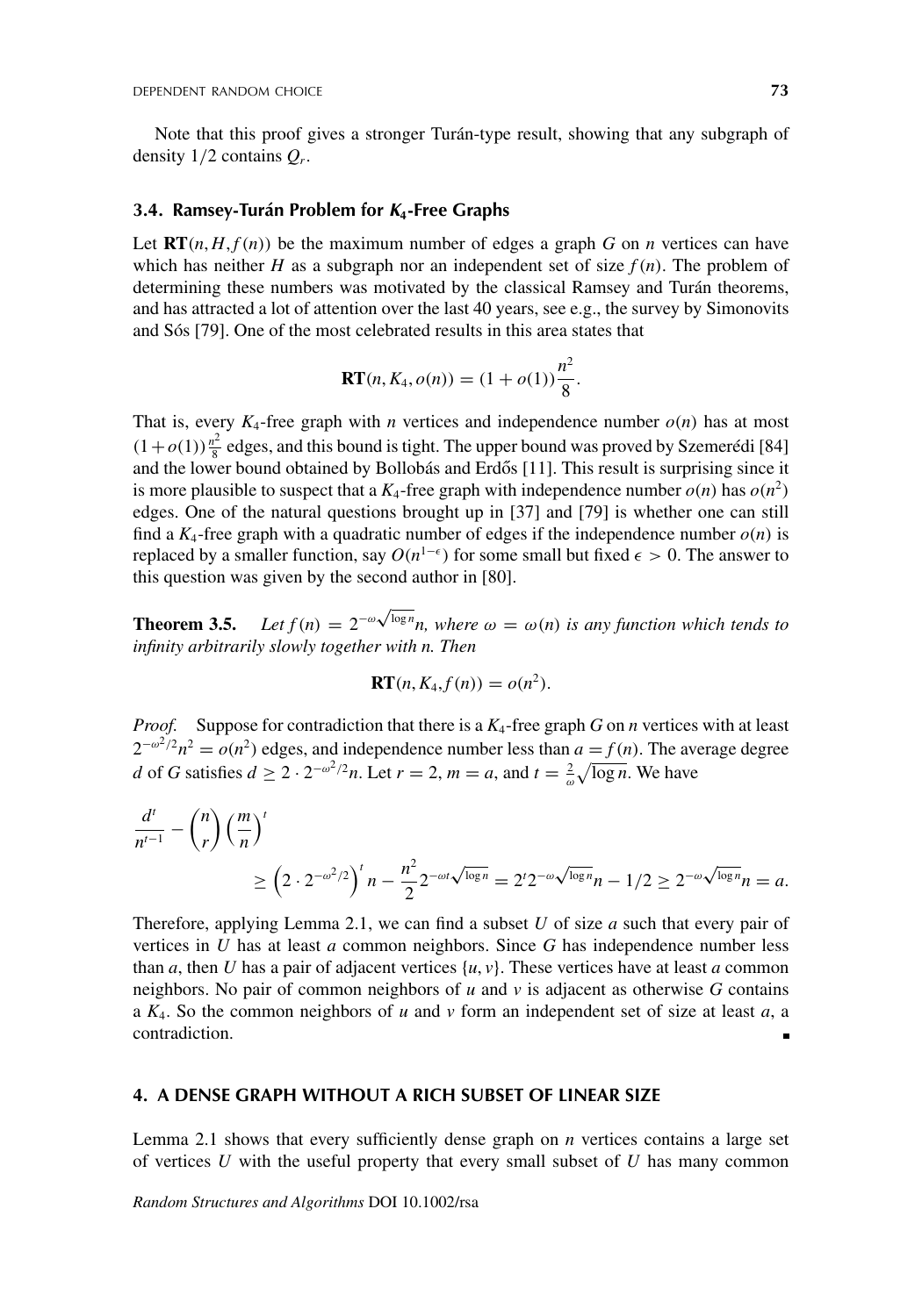Note that this proof gives a stronger Turán-type result, showing that any subgraph of density $1/2$ contains $Q_r$.

### 3.4. Ramsey-Turán Problem for $K_4$-Free Graphs

Let $\mathbf{RT}(n, H, f(n))$ be the maximum number of edges a graph $G$ on $n$ vertices can have which has neither $H$ as a subgraph nor an independent set of size $f(n)$. The problem of determining these numbers was motivated by the classical Ramsey and Turán theorems, and has attracted a lot of attention over the last 40 years, see e.g., the survey by Simonovits and Sós [79]. One of the most celebrated results in this area states that

$$\mathbf{RT}(n, K_4, o(n)) = (1 + o(1))\frac{n^2}{8}.$$

That is, every $K_4$-free graph with $n$ vertices and independence number $o(n)$ has at most $(1+o(1))\frac{n^2}{8}$ edges, and this bound is tight. The upper bound was proved by Szemerédi [84] and the lower bound obtained by Bollobás and Erdős [11]. This result is surprising since it is more plausible to suspect that a $K_4$-free graph with independence number $o(n)$ has $o(n^2)$ edges. One of the natural questions brought up in [37] and [79] is whether one can still find a $K_4$-free graph with a quadratic number of edges if the independence number $o(n)$ is replaced by a smaller function, say $O(n^{1-\epsilon})$ for some small but fixed $\epsilon > 0$. The answer to this question was given by the second author in [80].

**Theorem 3.5.** *Let $f(n) = 2^{-\omega\sqrt{\log n}}n$, where $\omega = \omega(n)$ is any function which tends to infinity arbitrarily slowly together with n. Then*

$$\mathbf{RT}(n, K_4, f(n)) = o(n^2).$$

*Proof.* Suppose for contradiction that there is a $K_4$-free graph $G$ on $n$ vertices with at least $2^{-\omega^2/2}n^2 = o(n^2)$ edges, and independence number less than $a = f(n)$. The average degree $d$ of $G$ satisfies $d \geq 2 \cdot 2^{-\omega^2/2}n$. Let $r = 2$, $m = a$, and $t = \frac{2}{\omega}\sqrt{\log n}$. We have

$$\frac{d^t}{n^{t-1}} - \binom{n}{r}\left(\frac{m}{n}\right)^t \geq \left(2 \cdot 2^{-\omega^2/2}\right)^t n - \frac{n^2}{2}2^{-\omega t\sqrt{\log n}} = 2^t 2^{-\omega\sqrt{\log n}}n - 1/2 \geq 2^{-\omega\sqrt{\log n}}n = a.$$

Therefore, applying Lemma 2.1, we can find a subset $U$ of size $a$ such that every pair of vertices in $U$ has at least $a$ common neighbors. Since $G$ has independence number less than $a$, then $U$ has a pair of adjacent vertices $\{u, v\}$. These vertices have at least $a$ common neighbors. No pair of common neighbors of $u$ and $v$ is adjacent as otherwise $G$ contains a $K_4$. So the common neighbors of $u$ and $v$ form an independent set of size at least $a$, a contradiction. ∎

## 4. A DENSE GRAPH WITHOUT A RICH SUBSET OF LINEAR SIZE

Lemma 2.1 shows that every sufficiently dense graph on $n$ vertices contains a large set of vertices $U$ with the useful property that every small subset of $U$ has many common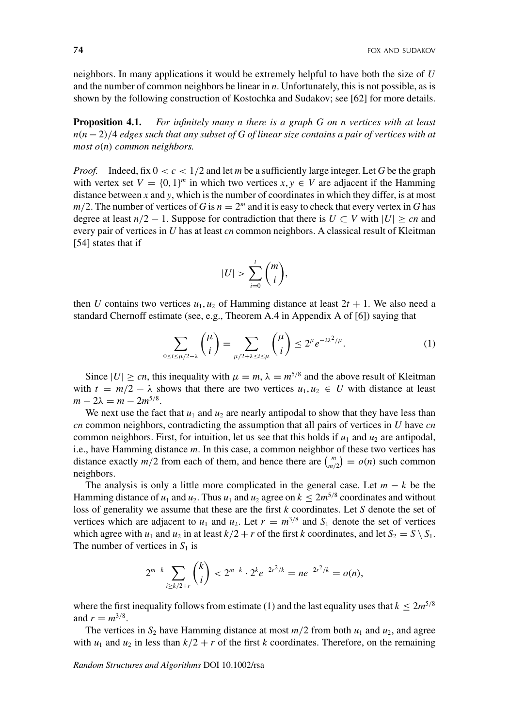neighbors. In many applications it would be extremely helpful to have both the size of $U$ and the number of common neighbors be linear in $n$. Unfortunately, this is not possible, as is shown by the following construction of Kostochka and Sudakov; see [62] for more details.

**Proposition 4.1.** *For infinitely many $n$ there is a graph $G$ on $n$ vertices with at least $n(n-2)/4$ edges such that any subset of $G$ of linear size contains a pair of vertices with at most $o(n)$ common neighbors.*

*Proof.* Indeed, fix $0 < c < 1/2$ and let $m$ be a sufficiently large integer. Let $G$ be the graph with vertex set $V = \{0,1\}^m$ in which two vertices $x, y \in V$ are adjacent if the Hamming distance between $x$ and $y$, which is the number of coordinates in which they differ, is at most $m/2$. The number of vertices of $G$ is $n = 2^m$ and it is easy to check that every vertex in $G$ has degree at least $n/2 - 1$. Suppose for contradiction that there is $U \subset V$ with $|U| \geq cn$ and every pair of vertices in $U$ has at least $cn$ common neighbors. A classical result of Kleitman [54] states that if

$$|U| > \sum_{i=0}^{t} \binom{m}{i},$$

then $U$ contains two vertices $u_1, u_2$ of Hamming distance at least $2t+1$. We also need a standard Chernoff estimate (see, e.g., Theorem A.4 in Appendix A of [6]) saying that

$$\sum_{0 \leq i \leq \mu/2 - \lambda} \binom{\mu}{i} = \sum_{\mu/2 + \lambda \leq i \leq \mu} \binom{\mu}{i} \leq 2^{\mu} e^{-2\lambda^2/\mu}. \tag{1}$$

Since $|U| \geq cn$, this inequality with $\mu = m$, $\lambda = m^{5/8}$ and the above result of Kleitman with $t = m/2 - \lambda$ shows that there are two vertices $u_1, u_2 \in U$ with distance at least $m - 2\lambda = m - 2m^{5/8}$.

We next use the fact that $u_1$ and $u_2$ are nearly antipodal to show that they have less than $cn$ common neighbors, contradicting the assumption that all pairs of vertices in $U$ have $cn$ common neighbors. First, for intuition, let us see that this holds if $u_1$ and $u_2$ are antipodal, i.e., have Hamming distance $m$. In this case, a common neighbor of these two vertices has distance exactly $m/2$ from each of them, and hence there are $\binom{m}{m/2} = o(n)$ such common neighbors.

The analysis is only a little more complicated in the general case. Let $m - k$ be the Hamming distance of $u_1$ and $u_2$. Thus $u_1$ and $u_2$ agree on $k \leq 2m^{5/8}$ coordinates and without loss of generality we assume that these are the first $k$ coordinates. Let $S$ denote the set of vertices which are adjacent to $u_1$ and $u_2$. Let $r = m^{3/8}$ and $S_1$ denote the set of vertices which agree with $u_1$ and $u_2$ in at least $k/2 + r$ of the first $k$ coordinates, and let $S_2 = S \setminus S_1$. The number of vertices in $S_1$ is

$$2^{m-k} \sum_{i \geq k/2 + r} \binom{k}{i} < 2^{m-k} \cdot 2^k e^{-2r^2/k} = n e^{-2r^2/k} = o(n),$$

where the first inequality follows from estimate (1) and the last equality uses that $k \leq 2m^{5/8}$ and $r = m^{3/8}$.

The vertices in $S_2$ have Hamming distance at most $m/2$ from both $u_1$ and $u_2$, and agree with $u_1$ and $u_2$ in less than $k/2 + r$ of the first $k$ coordinates. Therefore, on the remaining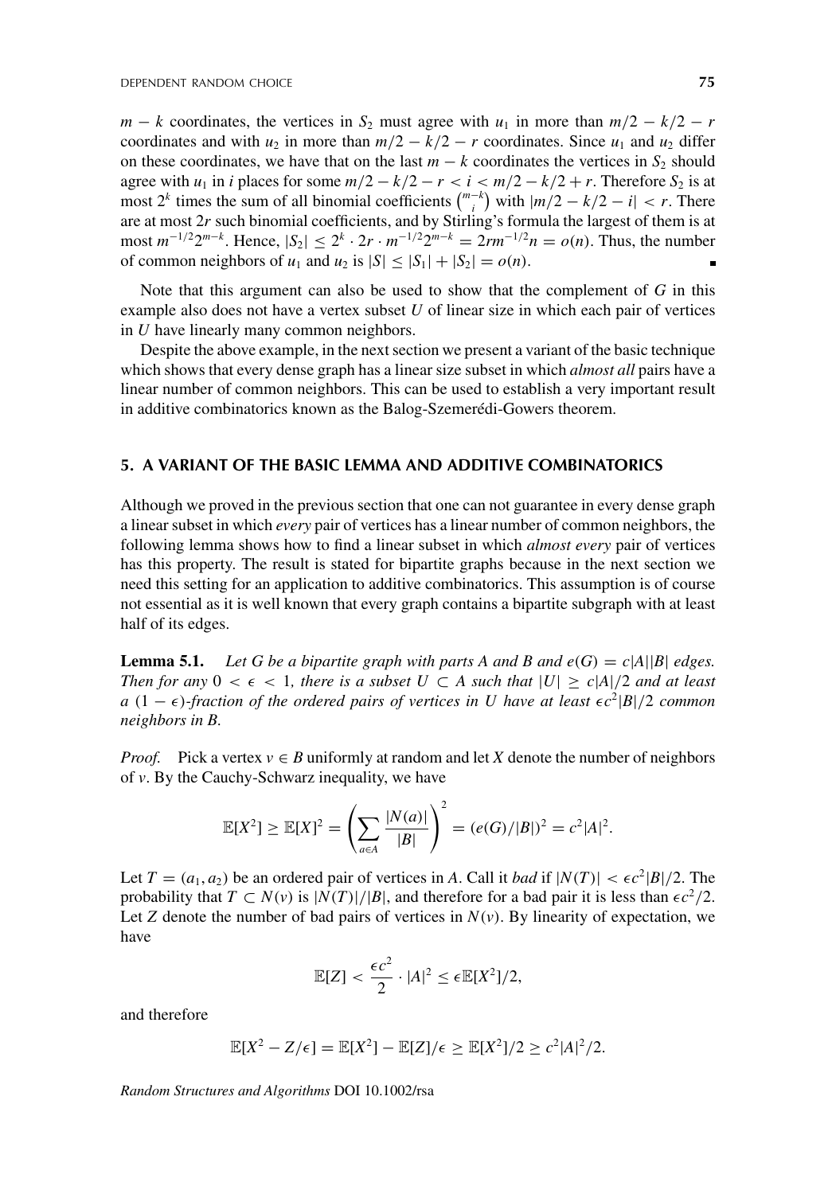$m - k$ coordinates, the vertices in $S_2$ must agree with $u_1$ in more than $m/2 - k/2 - r$ coordinates and with $u_2$ in more than $m/2 - k/2 - r$ coordinates. Since $u_1$ and $u_2$ differ on these coordinates, we have that on the last $m - k$ coordinates the vertices in $S_2$ should agree with $u_1$ in $i$ places for some $m/2 - k/2 - r < i < m/2 - k/2 + r$. Therefore $S_2$ is at most $2^k$ times the sum of all binomial coefficients $\binom{m-k}{i}$ with $|m/2 - k/2 - i| < r$. There are at most $2r$ such binomial coefficients, and by Stirling's formula the largest of them is at most $m^{-1/2}2^{m-k}$. Hence, $|S_2| \leq 2^k \cdot 2r \cdot m^{-1/2}2^{m-k} = 2rm^{-1/2}n = o(n)$. Thus, the number of common neighbors of $u_1$ and $u_2$ is $|S| \leq |S_1| + |S_2| = o(n)$. ∎

Note that this argument can also be used to show that the complement of $G$ in this example also does not have a vertex subset $U$ of linear size in which each pair of vertices in $U$ have linearly many common neighbors.

Despite the above example, in the next section we present a variant of the basic technique which shows that every dense graph has a linear size subset in which *almost all* pairs have a linear number of common neighbors. This can be used to establish a very important result in additive combinatorics known as the Balog-Szemerédi-Gowers theorem.

## 5. A VARIANT OF THE BASIC LEMMA AND ADDITIVE COMBINATORICS

Although we proved in the previous section that one can not guarantee in every dense graph a linear subset in which *every* pair of vertices has a linear number of common neighbors, the following lemma shows how to find a linear subset in which *almost every* pair of vertices has this property. The result is stated for bipartite graphs because in the next section we need this setting for an application to additive combinatorics. This assumption is of course not essential as it is well known that every graph contains a bipartite subgraph with at least half of its edges.

**Lemma 5.1.** *Let $G$ be a bipartite graph with parts $A$ and $B$ and $e(G) = c|A||B|$ edges. Then for any $0 < \epsilon < 1$, there is a subset $U \subset A$ such that $|U| \geq c|A|/2$ and at least a $(1 - \epsilon)$-fraction of the ordered pairs of vertices in $U$ have at least $\epsilon c^2|B|/2$ common neighbors in $B$.*

*Proof.* Pick a vertex $v \in B$ uniformly at random and let $X$ denote the number of neighbors of $v$. By the Cauchy-Schwarz inequality, we have

$$\mathbb{E}[X^2] \geq \mathbb{E}[X]^2 = \left(\sum_{a \in A} \frac{|N(a)|}{|B|}\right)^2 = (e(G)/|B|)^2 = c^2|A|^2.$$

Let $T = (a_1, a_2)$ be an ordered pair of vertices in $A$. Call it *bad* if $|N(T)| < \epsilon c^2|B|/2$. The probability that $T \subset N(v)$ is $|N(T)|/|B|$, and therefore for a bad pair it is less than $\epsilon c^2/2$. Let $Z$ denote the number of bad pairs of vertices in $N(v)$. By linearity of expectation, we have

$$\mathbb{E}[Z] < \frac{\epsilon c^2}{2} \cdot |A|^2 \leq \epsilon \mathbb{E}[X^2]/2,$$

and therefore

$$\mathbb{E}[X^2 - Z/\epsilon] = \mathbb{E}[X^2] - \mathbb{E}[Z]/\epsilon \geq \mathbb{E}[X^2]/2 \geq c^2|A|^2/2.$$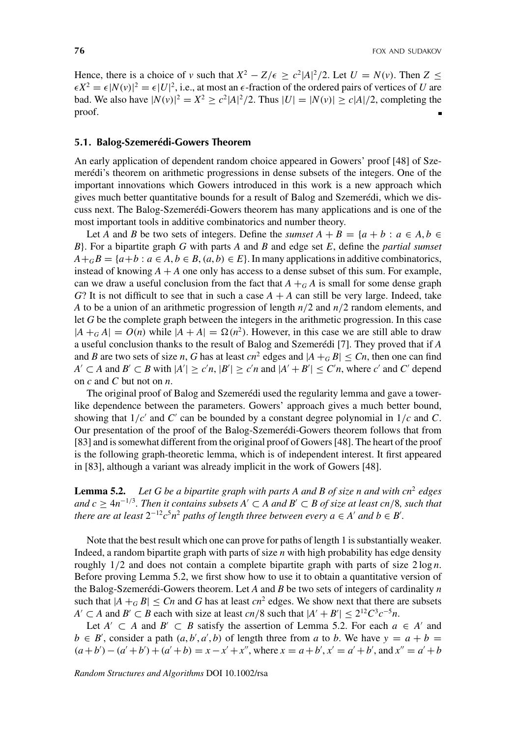Hence, there is a choice of $v$ such that $X^2 - Z/\epsilon \geq c^2|A|^2/2$. Let $U = N(v)$. Then $Z \leq \epsilon X^2 = \epsilon|N(v)|^2 = \epsilon|U|^2$, i.e., at most an $\epsilon$-fraction of the ordered pairs of vertices of $U$ are bad. We also have $|N(v)|^2 = X^2 \geq c^2|A|^2/2$. Thus $|U| = |N(v)| \geq c|A|/2$, completing the proof. ∎

### 5.1. Balog-Szemerédi-Gowers Theorem

An early application of dependent random choice appeared in Gowers' proof [48] of Szemerédi's theorem on arithmetic progressions in dense subsets of the integers. One of the important innovations which Gowers introduced in this work is a new approach which gives much better quantitative bounds for a result of Balog and Szemerédi, which we discuss next. The Balog-Szemerédi-Gowers theorem has many applications and is one of the most important tools in additive combinatorics and number theory.

Let $A$ and $B$ be two sets of integers. Define the *sumset* $A + B = \{a + b : a \in A, b \in B\}$. For a bipartite graph $G$ with parts $A$ and $B$ and edge set $E$, define the *partial sumset* $A +_G B = \{a+b : a \in A, b \in B, (a, b) \in E\}$. In many applications in additive combinatorics, instead of knowing $A + A$ one only has access to a dense subset of this sum. For example, can we draw a useful conclusion from the fact that $A +_G A$ is small for some dense graph $G$? It is not difficult to see that in such a case $A + A$ can still be very large. Indeed, take $A$ to be a union of an arithmetic progression of length $n/2$ and $n/2$ random elements, and let $G$ be the complete graph between the integers in the arithmetic progression. In this case $|A +_G A| = O(n)$ while $|A + A| = \Omega(n^2)$. However, in this case we are still able to draw a useful conclusion thanks to the result of Balog and Szemerédi [7]. They proved that if $A$ and $B$ are two sets of size $n$, $G$ has at least $cn^2$ edges and $|A +_G B| \leq Cn$, then one can find $A' \subset A$ and $B' \subset B$ with $|A'| \geq c'n$, $|B'| \geq c'n$ and $|A' + B'| \leq C'n$, where $c'$ and $C'$ depend on $c$ and $C$ but not on $n$.

The original proof of Balog and Szemerédi used the regularity lemma and gave a tower-like dependence between the parameters. Gowers' approach gives a much better bound, showing that $1/c'$ and $C'$ can be bounded by a constant degree polynomial in $1/c$ and $C$. Our presentation of the proof of the Balog-Szemerédi-Gowers theorem follows that from [83] and is somewhat different from the original proof of Gowers [48]. The heart of the proof is the following graph-theoretic lemma, which is of independent interest. It first appeared in [83], although a variant was already implicit in the work of Gowers [48].

**Lemma 5.2.** *Let $G$ be a bipartite graph with parts $A$ and $B$ of size $n$ and with $cn^2$ edges and $c \geq 4n^{-1/3}$. Then it contains subsets $A' \subset A$ and $B' \subset B$ of size at least $cn/8$, such that there are at least $2^{-12}c^5n^2$ paths of length three between every $a \in A'$ and $b \in B'$.*

Note that the best result which one can prove for paths of length 1 is substantially weaker. Indeed, a random bipartite graph with parts of size $n$ with high probability has edge density roughly $1/2$ and does not contain a complete bipartite graph with parts of size $2\log n$. Before proving Lemma 5.2, we first show how to use it to obtain a quantitative version of the Balog-Szemerédi-Gowers theorem. Let $A$ and $B$ be two sets of integers of cardinality $n$ such that $|A +_G B| \leq Cn$ and $G$ has at least $cn^2$ edges. We show next that there are subsets $A' \subset A$ and $B' \subset B$ each with size at least $cn/8$ such that $|A' + B'| \leq 2^{12}C^3c^{-5}n$.

Let $A' \subset A$ and $B' \subset B$ satisfy the assertion of Lemma 5.2. For each $a \in A'$ and $b \in B'$, consider a path $(a, b', a', b)$ of length three from $a$ to $b$. We have $y = a + b = (a+b') - (a'+b') + (a'+b) = x - x' + x''$, where $x = a+b'$, $x' = a'+b'$, and $x'' = a'+b$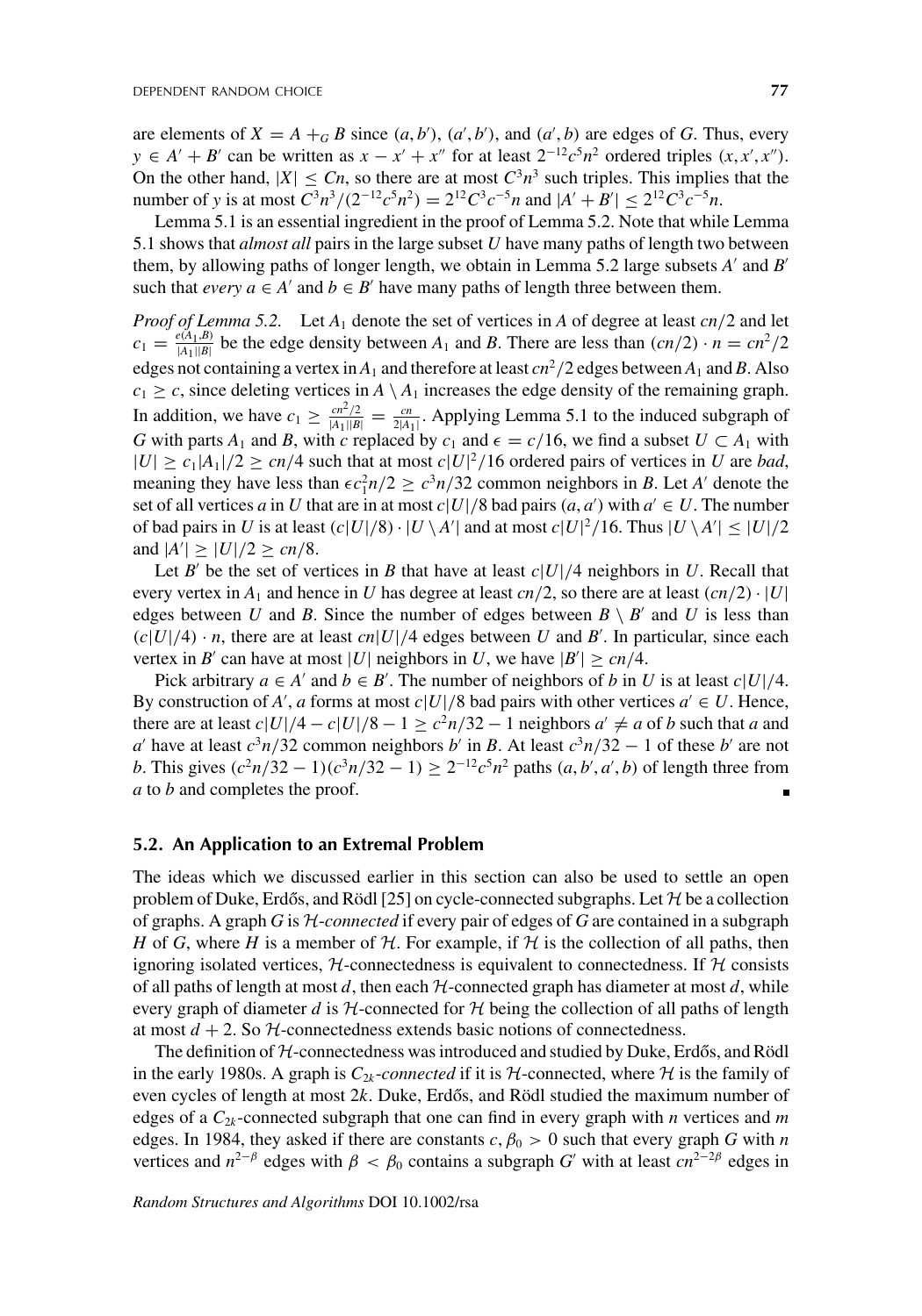are elements of $X = A +_G B$ since $(a, b')$, $(a', b')$, and $(a', b)$ are edges of $G$. Thus, every $y \in A' + B'$ can be written as $x - x' + x''$ for at least $2^{-12}c^5n^2$ ordered triples $(x, x', x'')$. On the other hand, $|X| \leq Cn$, so there are at most $C^3n^3$ such triples. This implies that the number of $y$ is at most $C^3n^3/(2^{-12}c^5n^2) = 2^{12}C^3c^{-5}n$ and $|A' + B'| \leq 2^{12}C^3c^{-5}n$.

Lemma 5.1 is an essential ingredient in the proof of Lemma 5.2. Note that while Lemma 5.1 shows that *almost all* pairs in the large subset $U$ have many paths of length two between them, by allowing paths of longer length, we obtain in Lemma 5.2 large subsets $A'$ and $B'$ such that *every* $a \in A'$ and $b \in B'$ have many paths of length three between them.

*Proof of Lemma 5.2.* Let $A_1$ denote the set of vertices in $A$ of degree at least $cn/2$ and let $c_1 = \frac{e(A_1,B)}{|A_1||B|}$ be the edge density between $A_1$ and $B$. There are less than $(cn/2) \cdot n = cn^2/2$ edges not containing a vertex in $A_1$ and therefore at least $cn^2/2$ edges between $A_1$ and $B$. Also $c_1 \geq c$, since deleting vertices in $A \setminus A_1$ increases the edge density of the remaining graph. In addition, we have $c_1 \geq \frac{cn^2/2}{|A_1||B|} = \frac{cn}{2|A_1|}$. Applying Lemma 5.1 to the induced subgraph of $G$ with parts $A_1$ and $B$, with $c$ replaced by $c_1$ and $\epsilon = c/16$, we find a subset $U \subset A_1$ with $|U| \geq c_1|A_1|/2 \geq cn/4$ such that at most $c|U|^2/16$ ordered pairs of vertices in $U$ are *bad*, meaning they have less than $\epsilon c_1^2 n/2 \geq c^3n/32$ common neighbors in $B$. Let $A'$ denote the set of all vertices $a$ in $U$ that are in at most $c|U|/8$ bad pairs $(a, a')$ with $a' \in U$. The number of bad pairs in $U$ is at least $(c|U|/8) \cdot |U \setminus A'|$ and at most $c|U|^2/16$. Thus $|U \setminus A'| \leq |U|/2$ and $|A'| \geq |U|/2 \geq cn/8$.

Let $B'$ be the set of vertices in $B$ that have at least $c|U|/4$ neighbors in $U$. Recall that every vertex in $A_1$ and hence in $U$ has degree at least $cn/2$, so there are at least $(cn/2) \cdot |U|$ edges between $U$ and $B$. Since the number of edges between $B \setminus B'$ and $U$ is less than $(c|U|/4) \cdot n$, there are at least $cn|U|/4$ edges between $U$ and $B'$. In particular, since each vertex in $B'$ can have at most $|U|$ neighbors in $U$, we have $|B'| \geq cn/4$.

Pick arbitrary $a \in A'$ and $b \in B'$. The number of neighbors of $b$ in $U$ is at least $c|U|/4$. By construction of $A'$, $a$ forms at most $c|U|/8$ bad pairs with other vertices $a' \in U$. Hence, there are at least $c|U|/4 - c|U|/8 - 1 \geq c^2n/32 - 1$ neighbors $a' \neq a$ of $b$ such that $a$ and $a'$ have at least $c^3n/32$ common neighbors $b'$ in $B$. At least $c^3n/32 - 1$ of these $b'$ are not $b$. This gives $(c^2n/32 - 1)(c^3n/32 - 1) \geq 2^{-12}c^5n^2$ paths $(a, b', a', b)$ of length three from $a$ to $b$ and completes the proof. ∎

## 5.2. An Application to an Extremal Problem

The ideas which we discussed earlier in this section can also be used to settle an open problem of Duke, Erdős, and Rödl [25] on cycle-connected subgraphs. Let $\mathcal{H}$ be a collection of graphs. A graph $G$ is *$\mathcal{H}$-connected* if every pair of edges of $G$ are contained in a subgraph $H$ of $G$, where $H$ is a member of $\mathcal{H}$. For example, if $\mathcal{H}$ is the collection of all paths, then ignoring isolated vertices, $\mathcal{H}$-connectedness is equivalent to connectedness. If $\mathcal{H}$ consists of all paths of length at most $d$, then each $\mathcal{H}$-connected graph has diameter at most $d$, while every graph of diameter $d$ is $\mathcal{H}$-connected for $\mathcal{H}$ being the collection of all paths of length at most $d + 2$. So $\mathcal{H}$-connectedness extends basic notions of connectedness.

The definition of $\mathcal{H}$-connectedness was introduced and studied by Duke, Erdős, and Rödl in the early 1980s. A graph is *$C_{2k}$-connected* if it is $\mathcal{H}$-connected, where $\mathcal{H}$ is the family of even cycles of length at most $2k$. Duke, Erdős, and Rödl studied the maximum number of edges of a $C_{2k}$-connected subgraph that one can find in every graph with $n$ vertices and $m$ edges. In 1984, they asked if there are constants $c, \beta_0 > 0$ such that every graph $G$ with $n$ vertices and $n^{2-\beta}$ edges with $\beta < \beta_0$ contains a subgraph $G'$ with at least $cn^{2-2\beta}$ edges in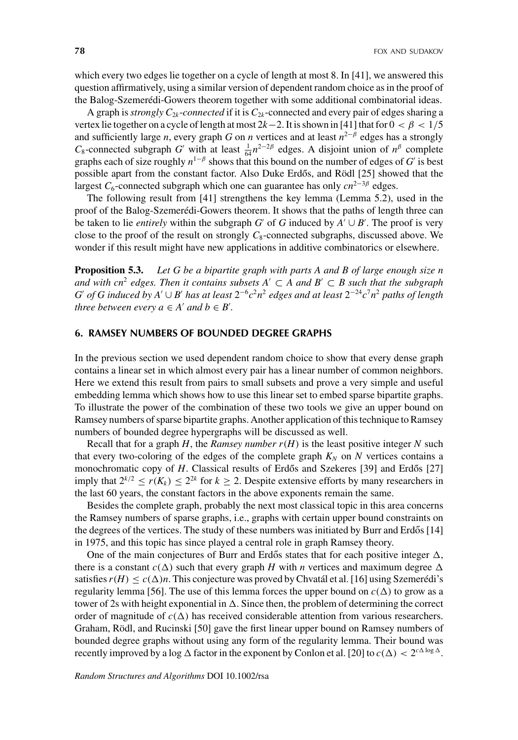which every two edges lie together on a cycle of length at most 8. In [41], we answered this question affirmatively, using a similar version of dependent random choice as in the proof of the Balog-Szemerédi-Gowers theorem together with some additional combinatorial ideas.

A graph is *strongly $C_{2k}$-connected* if it is $C_{2k}$-connected and every pair of edges sharing a vertex lie together on a cycle of length at most $2k-2$. It is shown in [41] that for $0 < \beta < 1/5$ and sufficiently large $n$, every graph $G$ on $n$ vertices and at least $n^{2-\beta}$ edges has a strongly $C_8$-connected subgraph $G'$ with at least $\frac{1}{64}n^{2-2\beta}$ edges. A disjoint union of $n^{\beta}$ complete graphs each of size roughly $n^{1-\beta}$ shows that this bound on the number of edges of $G'$ is best possible apart from the constant factor. Also Duke Erdős, and Rödl [25] showed that the largest $C_6$-connected subgraph which one can guarantee has only $cn^{2-3\beta}$ edges.

The following result from [41] strengthens the key lemma (Lemma 5.2), used in the proof of the Balog-Szemerédi-Gowers theorem. It shows that the paths of length three can be taken to lie *entirely* within the subgraph $G'$ of $G$ induced by $A' \cup B'$. The proof is very close to the proof of the result on strongly $C_8$-connected subgraphs, discussed above. We wonder if this result might have new applications in additive combinatorics or elsewhere.

**Proposition 5.3.** *Let $G$ be a bipartite graph with parts $A$ and $B$ of large enough size $n$ and with $cn^2$ edges. Then it contains subsets $A' \subset A$ and $B' \subset B$ such that the subgraph $G'$ of $G$ induced by $A' \cup B'$ has at least $2^{-6}c^2n^2$ edges and at least $2^{-24}c^7n^2$ paths of length three between every $a \in A'$ and $b \in B'$.*

## 6. RAMSEY NUMBERS OF BOUNDED DEGREE GRAPHS

In the previous section we used dependent random choice to show that every dense graph contains a linear set in which almost every pair has a linear number of common neighbors. Here we extend this result from pairs to small subsets and prove a very simple and useful embedding lemma which shows how to use this linear set to embed sparse bipartite graphs. To illustrate the power of the combination of these two tools we give an upper bound on Ramsey numbers of sparse bipartite graphs. Another application of this technique to Ramsey numbers of bounded degree hypergraphs will be discussed as well.

Recall that for a graph $H$, the *Ramsey number $r(H)$* is the least positive integer $N$ such that every two-coloring of the edges of the complete graph $K_N$ on $N$ vertices contains a monochromatic copy of $H$. Classical results of Erdős and Szekeres [39] and Erdős [27] imply that $2^{k/2} \le r(K_k) \le 2^{2k}$ for $k \ge 2$. Despite extensive efforts by many researchers in the last 60 years, the constant factors in the above exponents remain the same.

Besides the complete graph, probably the next most classical topic in this area concerns the Ramsey numbers of sparse graphs, i.e., graphs with certain upper bound constraints on the degrees of the vertices. The study of these numbers was initiated by Burr and Erdős [14] in 1975, and this topic has since played a central role in graph Ramsey theory.

One of the main conjectures of Burr and Erdős states that for each positive integer $\Delta$, there is a constant $c(\Delta)$ such that every graph $H$ with $n$ vertices and maximum degree $\Delta$ satisfies $r(H) \le c(\Delta)n$. This conjecture was proved by Chvatál et al. [16] using Szemerédi's regularity lemma [56]. The use of this lemma forces the upper bound on $c(\Delta)$ to grow as a tower of 2s with height exponential in $\Delta$. Since then, the problem of determining the correct order of magnitude of $c(\Delta)$ has received considerable attention from various researchers. Graham, Rödl, and Rucinski [50] gave the first linear upper bound on Ramsey numbers of bounded degree graphs without using any form of the regularity lemma. Their bound was recently improved by a $\log \Delta$ factor in the exponent by Conlon et al. [20] to $c(\Delta) < 2^{c\Delta \log \Delta}$.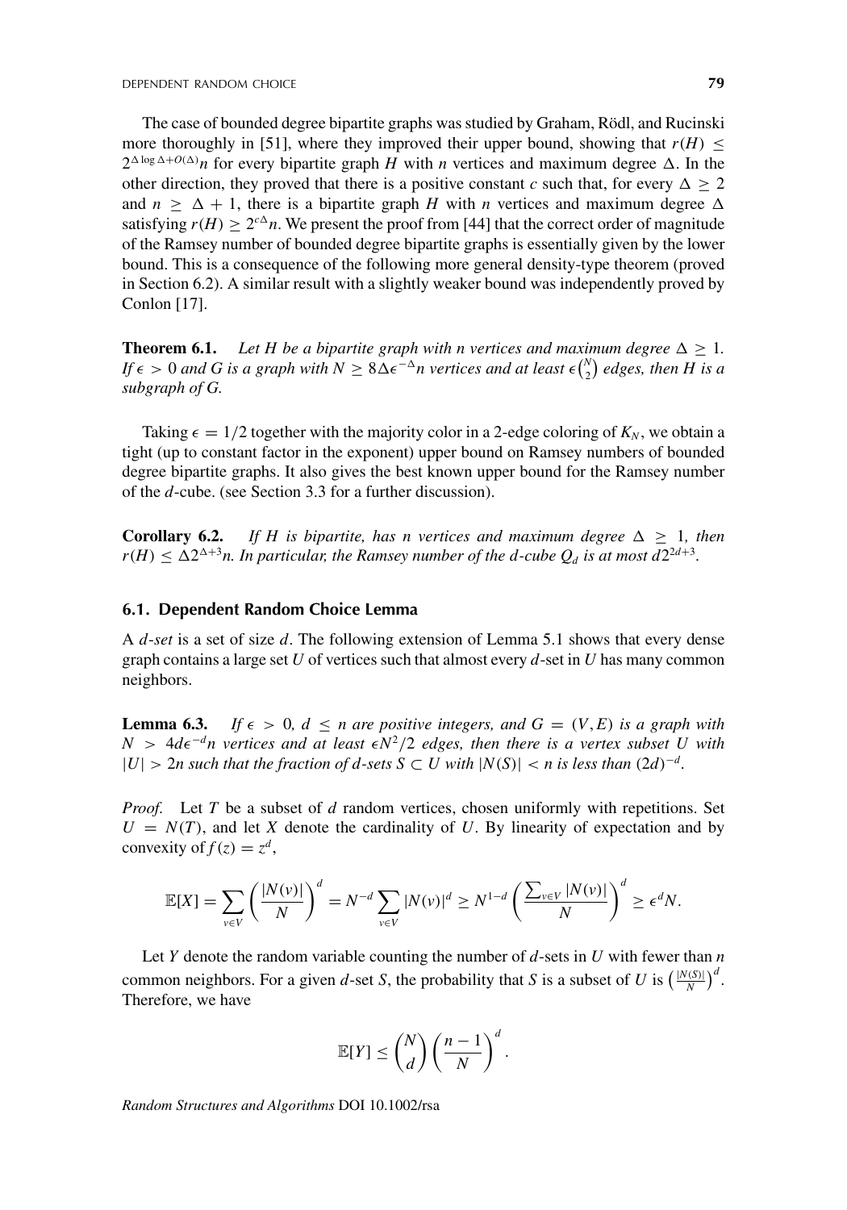The case of bounded degree bipartite graphs was studied by Graham, Rödl, and Rucinski more thoroughly in [51], where they improved their upper bound, showing that $r(H) \leq 2^{\Delta \log \Delta + O(\Delta)} n$ for every bipartite graph $H$ with $n$ vertices and maximum degree $\Delta$. In the other direction, they proved that there is a positive constant $c$ such that, for every $\Delta \geq 2$ and $n \geq \Delta + 1$, there is a bipartite graph $H$ with $n$ vertices and maximum degree $\Delta$ satisfying $r(H) \geq 2^{c\Delta} n$. We present the proof from [44] that the correct order of magnitude of the Ramsey number of bounded degree bipartite graphs is essentially given by the lower bound. This is a consequence of the following more general density-type theorem (proved in Section 6.2). A similar result with a slightly weaker bound was independently proved by Conlon [17].

**Theorem 6.1.** *Let $H$ be a bipartite graph with $n$ vertices and maximum degree $\Delta \geq 1$. If $\epsilon > 0$ and $G$ is a graph with $N \geq 8\Delta\epsilon^{-\Delta} n$ vertices and at least $\epsilon \binom{N}{2}$ edges, then $H$ is a subgraph of $G$.*

Taking $\epsilon = 1/2$ together with the majority color in a 2-edge coloring of $K_N$, we obtain a tight (up to constant factor in the exponent) upper bound on Ramsey numbers of bounded degree bipartite graphs. It also gives the best known upper bound for the Ramsey number of the $d$-cube. (see Section 3.3 for a further discussion).

**Corollary 6.2.** *If $H$ is bipartite, has $n$ vertices and maximum degree $\Delta \geq 1$, then $r(H) \leq \Delta 2^{\Delta+3} n$. In particular, the Ramsey number of the $d$-cube $Q_d$ is at most $d 2^{2d+3}$.*

### 6.1. Dependent Random Choice Lemma

A *$d$-set* is a set of size $d$. The following extension of Lemma 5.1 shows that every dense graph contains a large set $U$ of vertices such that almost every $d$-set in $U$ has many common neighbors.

**Lemma 6.3.** *If $\epsilon > 0$, $d \leq n$ are positive integers, and $G = (V, E)$ is a graph with $N > 4d\epsilon^{-d} n$ vertices and at least $\epsilon N^2/2$ edges, then there is a vertex subset $U$ with $|U| > 2n$ such that the fraction of $d$-sets $S \subset U$ with $|N(S)| < n$ is less than $(2d)^{-d}$.*

*Proof.* Let $T$ be a subset of $d$ random vertices, chosen uniformly with repetitions. Set $U = N(T)$, and let $X$ denote the cardinality of $U$. By linearity of expectation and by convexity of $f(z) = z^d$,

$$\mathbb{E}[X] = \sum_{v \in V} \left( \frac{|N(v)|}{N} \right)^d = N^{-d} \sum_{v \in V} |N(v)|^d \geq N^{1-d} \left( \frac{\sum_{v \in V} |N(v)|}{N} \right)^d \geq \epsilon^d N.$$

Let $Y$ denote the random variable counting the number of $d$-sets in $U$ with fewer than $n$ common neighbors. For a given $d$-set $S$, the probability that $S$ is a subset of $U$ is $\left( \frac{|N(S)|}{N} \right)^d$. Therefore, we have

$$\mathbb{E}[Y] \leq \binom{N}{d} \left( \frac{n-1}{N} \right)^d.$$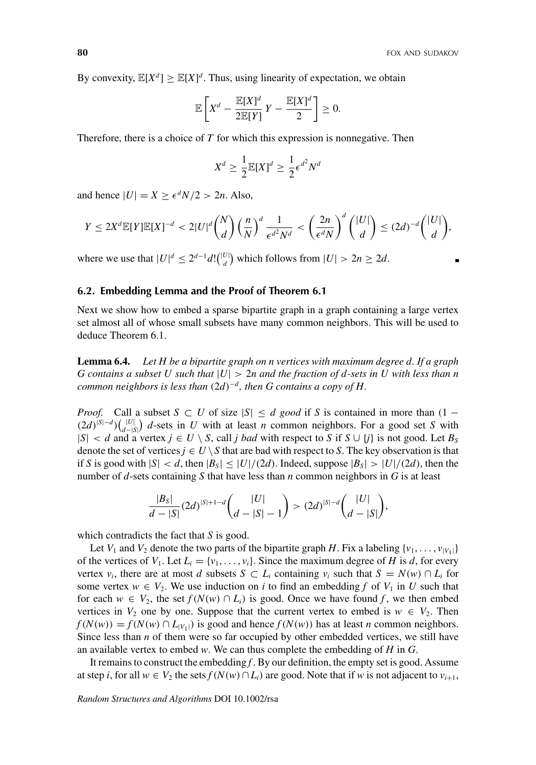By convexity, $\mathbb{E}[X^d] \geq \mathbb{E}[X]^d$. Thus, using linearity of expectation, we obtain

$$\mathbb{E}\left[X^d - \frac{\mathbb{E}[X]^d}{2\mathbb{E}[Y]}Y - \frac{\mathbb{E}[X]^d}{2}\right] \geq 0.$$

Therefore, there is a choice of $T$ for which this expression is nonnegative. Then

$$X^d \geq \frac{1}{2}\mathbb{E}[X]^d \geq \frac{1}{2}\epsilon^{d^2}N^d$$

and hence $|U| = X \geq \epsilon^d N/2 > 2n$. Also,

$$Y \leq 2X^d\mathbb{E}[Y]\mathbb{E}[X]^{-d} < 2|U|^d\binom{N}{d}\left(\frac{n}{N}\right)^d\frac{1}{\epsilon^{d^2}N^d} < \left(\frac{2n}{\epsilon^d N}\right)^d\binom{|U|}{d} \leq (2d)^{-d}\binom{|U|}{d},$$

where we use that $|U|^d \leq 2^{d-1}d!\binom{|U|}{d}$ which follows from $|U| > 2n \geq 2d$. ∎

## 6.2. Embedding Lemma and the Proof of Theorem 6.1

Next we show how to embed a sparse bipartite graph in a graph containing a large vertex set almost all of whose small subsets have many common neighbors. This will be used to deduce Theorem 6.1.

**Lemma 6.4.** *Let $H$ be a bipartite graph on $n$ vertices with maximum degree $d$. If a graph $G$ contains a subset $U$ such that $|U| > 2n$ and the fraction of $d$-sets in $U$ with less than $n$ common neighbors is less than $(2d)^{-d}$, then $G$ contains a copy of $H$.*

*Proof.* Call a subset $S \subset U$ of size $|S| \leq d$ *good* if $S$ is contained in more than $(1 - (2d)^{|S|-d})\binom{|U|}{d-|S|}$ $d$-sets in $U$ with at least $n$ common neighbors. For a good set $S$ with $|S| < d$ and a vertex $j \in U \setminus S$, call $j$ *bad* with respect to $S$ if $S \cup \{j\}$ is not good. Let $B_S$ denote the set of vertices $j \in U \setminus S$ that are bad with respect to $S$. The key observation is that if $S$ is good with $|S| < d$, then $|B_S| \leq |U|/(2d)$. Indeed, suppose $|B_S| > |U|/(2d)$, then the number of $d$-sets containing $S$ that have less than $n$ common neighbors in $G$ is at least

$$\frac{|B_S|}{d-|S|}(2d)^{|S|+1-d}\binom{|U|}{d-|S|-1} > (2d)^{|S|-d}\binom{|U|}{d-|S|},$$

which contradicts the fact that $S$ is good.

Let $V_1$ and $V_2$ denote the two parts of the bipartite graph $H$. Fix a labeling $\{v_1, \ldots, v_{|V_1|}\}$ of the vertices of $V_1$. Let $L_i = \{v_1, \ldots, v_i\}$. Since the maximum degree of $H$ is $d$, for every vertex $v_i$, there are at most $d$ subsets $S \subset L_i$ containing $v_i$ such that $S = N(w) \cap L_i$ for some vertex $w \in V_2$. We use induction on $i$ to find an embedding $f$ of $V_1$ in $U$ such that for each $w \in V_2$, the set $f(N(w) \cap L_i)$ is good. Once we have found $f$, we then embed vertices in $V_2$ one by one. Suppose that the current vertex to embed is $w \in V_2$. Then $f(N(w)) = f(N(w) \cap L_{|V_1|})$ is good and hence $f(N(w))$ has at least $n$ common neighbors. Since less than $n$ of them were so far occupied by other embedded vertices, we still have an available vertex to embed $w$. We can thus complete the embedding of $H$ in $G$.

It remains to construct the embedding $f$. By our definition, the empty set is good. Assume at step $i$, for all $w \in V_2$ the sets $f(N(w) \cap L_i)$ are good. Note that if $w$ is not adjacent to $v_{i+1}$,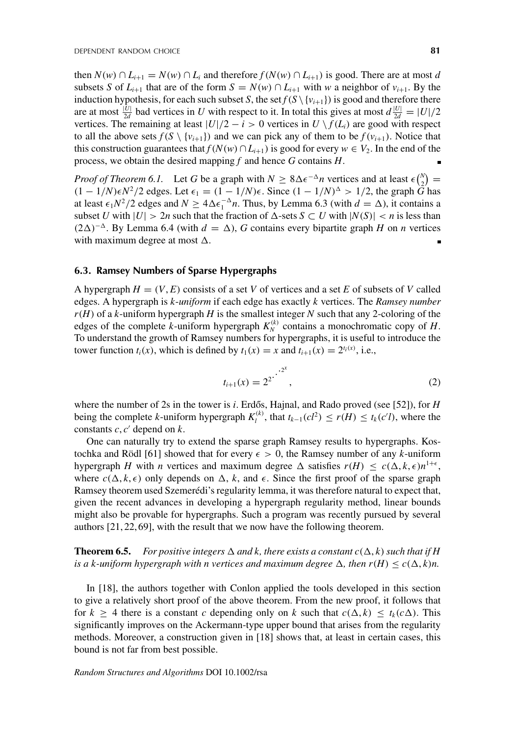then $N(w) \cap L_{i+1} = N(w) \cap L_i$ and therefore $f(N(w) \cap L_{i+1})$ is good. There are at most $d$ subsets $S$ of $L_{i+1}$ that are of the form $S = N(w) \cap L_{i+1}$ with $w$ a neighbor of $v_{i+1}$. By the induction hypothesis, for each such subset $S$, the set $f(S \setminus \{v_{i+1}\})$ is good and therefore there are at most $\frac{|U|}{2d}$ bad vertices in $U$ with respect to it. In total this gives at most $d\frac{|U|}{2d} = |U|/2$ vertices. The remaining at least $|U|/2 - i > 0$ vertices in $U \setminus f(L_i)$ are good with respect to all the above sets $f(S \setminus \{v_{i+1}\})$ and we can pick any of them to be $f(v_{i+1})$. Notice that this construction guarantees that $f(N(w) \cap L_{i+1})$ is good for every $w \in V_2$. In the end of the process, we obtain the desired mapping $f$ and hence $G$ contains $H$. ∎

*Proof of Theorem 6.1.* Let $G$ be a graph with $N \geq 8\Delta\epsilon^{-\Delta}n$ vertices and at least $\epsilon\binom{N}{2} = (1 - 1/N)\epsilon N^2/2$ edges. Let $\epsilon_1 = (1 - 1/N)\epsilon$. Since $(1 - 1/N)^\Delta > 1/2$, the graph $G$ has at least $\epsilon_1 N^2/2$ edges and $N \geq 4\Delta\epsilon_1^{-\Delta}n$. Thus, by Lemma 6.3 (with $d = \Delta$), it contains a subset $U$ with $|U| > 2n$ such that the fraction of $\Delta$-sets $S \subset U$ with $|N(S)| < n$ is less than $(2\Delta)^{-\Delta}$. By Lemma 6.4 (with $d = \Delta$), $G$ contains every bipartite graph $H$ on $n$ vertices with maximum degree at most $\Delta$. ∎

### 6.3. Ramsey Numbers of Sparse Hypergraphs

A hypergraph $H = (V, E)$ consists of a set $V$ of vertices and a set $E$ of subsets of $V$ called edges. A hypergraph is *k-uniform* if each edge has exactly $k$ vertices. The *Ramsey number* $r(H)$ of a $k$-uniform hypergraph $H$ is the smallest integer $N$ such that any 2-coloring of the edges of the complete $k$-uniform hypergraph $K_N^{(k)}$ contains a monochromatic copy of $H$. To understand the growth of Ramsey numbers for hypergraphs, it is useful to introduce the tower function $t_i(x)$, which is defined by $t_1(x) = x$ and $t_{i+1}(x) = 2^{t_i(x)}$, i.e.,

$$t_{i+1}(x) = 2^{2^{\cdot^{\cdot^{\cdot^{2^x}}}}}, \tag{2}$$

where the number of 2s in the tower is $i$. Erdős, Hajnal, and Rado proved (see [52]), for $H$ being the complete $k$-uniform hypergraph $K_l^{(k)}$, that $t_{k-1}(cl^2) \leq r(H) \leq t_k(c'l)$, where the constants $c, c'$ depend on $k$.

One can naturally try to extend the sparse graph Ramsey results to hypergraphs. Kostochka and Rödl [61] showed that for every $\epsilon > 0$, the Ramsey number of any $k$-uniform hypergraph $H$ with $n$ vertices and maximum degree $\Delta$ satisfies $r(H) \leq c(\Delta, k, \epsilon)n^{1+\epsilon}$, where $c(\Delta, k, \epsilon)$ only depends on $\Delta$, $k$, and $\epsilon$. Since the first proof of the sparse graph Ramsey theorem used Szemerédi's regularity lemma, it was therefore natural to expect that, given the recent advances in developing a hypergraph regularity method, linear bounds might also be provable for hypergraphs. Such a program was recently pursued by several authors [21, 22, 69], with the result that we now have the following theorem.

**Theorem 6.5.** *For positive integers $\Delta$ and $k$, there exists a constant $c(\Delta, k)$ such that if $H$ is a $k$-uniform hypergraph with $n$ vertices and maximum degree $\Delta$, then $r(H) \leq c(\Delta, k)n$.*

In [18], the authors together with Conlon applied the tools developed in this section to give a relatively short proof of the above theorem. From the new proof, it follows that for $k \geq 4$ there is a constant $c$ depending only on $k$ such that $c(\Delta, k) \leq t_k(c\Delta)$. This significantly improves on the Ackermann-type upper bound that arises from the regularity methods. Moreover, a construction given in [18] shows that, at least in certain cases, this bound is not far from best possible.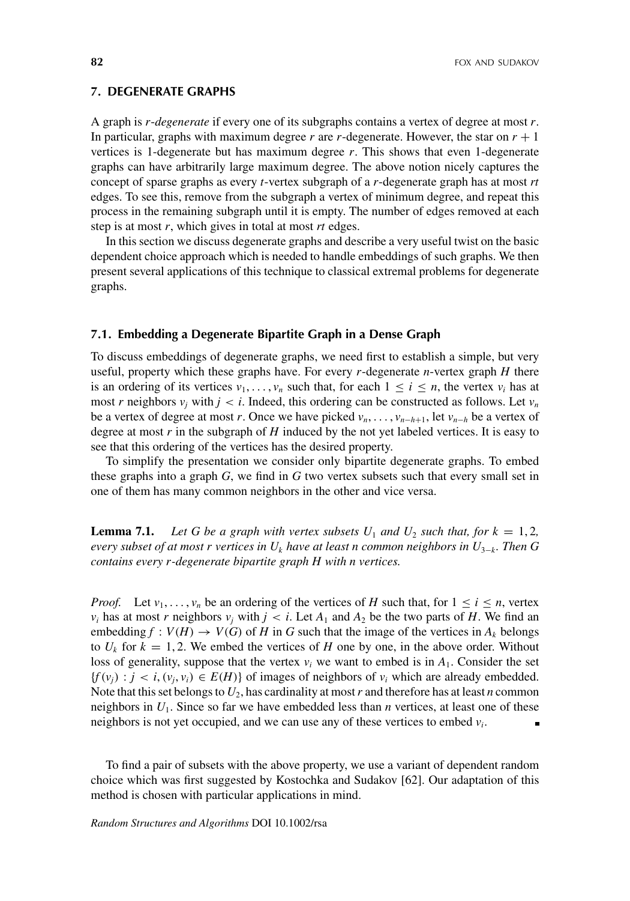## 7. DEGENERATE GRAPHS

A graph is *r-degenerate* if every one of its subgraphs contains a vertex of degree at most $r$. In particular, graphs with maximum degree $r$ are $r$-degenerate. However, the star on $r + 1$ vertices is 1-degenerate but has maximum degree $r$. This shows that even 1-degenerate graphs can have arbitrarily large maximum degree. The above notion nicely captures the concept of sparse graphs as every $t$-vertex subgraph of a $r$-degenerate graph has at most $rt$ edges. To see this, remove from the subgraph a vertex of minimum degree, and repeat this process in the remaining subgraph until it is empty. The number of edges removed at each step is at most $r$, which gives in total at most $rt$ edges.

In this section we discuss degenerate graphs and describe a very useful twist on the basic dependent choice approach which is needed to handle embeddings of such graphs. We then present several applications of this technique to classical extremal problems for degenerate graphs.

### 7.1. Embedding a Degenerate Bipartite Graph in a Dense Graph

To discuss embeddings of degenerate graphs, we need first to establish a simple, but very useful, property which these graphs have. For every $r$-degenerate $n$-vertex graph $H$ there is an ordering of its vertices $v_1, \ldots, v_n$ such that, for each $1 \le i \le n$, the vertex $v_i$ has at most $r$ neighbors $v_j$ with $j < i$. Indeed, this ordering can be constructed as follows. Let $v_n$ be a vertex of degree at most $r$. Once we have picked $v_n, \ldots, v_{n-h+1}$, let $v_{n-h}$ be a vertex of degree at most $r$ in the subgraph of $H$ induced by the not yet labeled vertices. It is easy to see that this ordering of the vertices has the desired property.

To simplify the presentation we consider only bipartite degenerate graphs. To embed these graphs into a graph $G$, we find in $G$ two vertex subsets such that every small set in one of them has many common neighbors in the other and vice versa.

**Lemma 7.1.** *Let $G$ be a graph with vertex subsets $U_1$ and $U_2$ such that, for $k = 1, 2$, every subset of at most $r$ vertices in $U_k$ have at least $n$ common neighbors in $U_{3-k}$. Then $G$ contains every $r$-degenerate bipartite graph $H$ with $n$ vertices.*

*Proof.* Let $v_1, \ldots, v_n$ be an ordering of the vertices of $H$ such that, for $1 \le i \le n$, vertex $v_i$ has at most $r$ neighbors $v_j$ with $j < i$. Let $A_1$ and $A_2$ be the two parts of $H$. We find an embedding $f : V(H) \to V(G)$ of $H$ in $G$ such that the image of the vertices in $A_k$ belongs to $U_k$ for $k = 1, 2$. We embed the vertices of $H$ one by one, in the above order. Without loss of generality, suppose that the vertex $v_i$ we want to embed is in $A_1$. Consider the set $\{f(v_j) : j < i, (v_j, v_i) \in E(H)\}$ of images of neighbors of $v_i$ which are already embedded. Note that this set belongs to $U_2$, has cardinality at most $r$ and therefore has at least $n$ common neighbors in $U_1$. Since so far we have embedded less than $n$ vertices, at least one of these neighbors is not yet occupied, and we can use any of these vertices to embed $v_i$. ∎

To find a pair of subsets with the above property, we use a variant of dependent random choice which was first suggested by Kostochka and Sudakov [62]. Our adaptation of this method is chosen with particular applications in mind.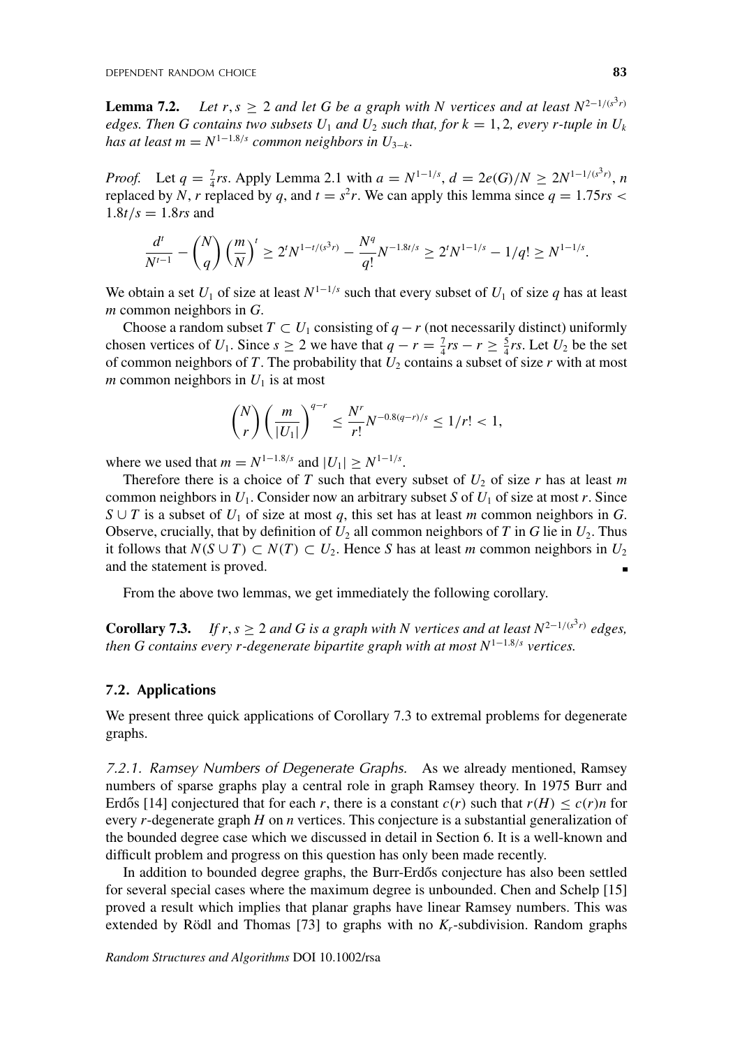**Lemma 7.2.** *Let $r, s \geq 2$ and let $G$ be a graph with $N$ vertices and at least $N^{2-1/(s^3r)}$ edges. Then $G$ contains two subsets $U_1$ and $U_2$ such that, for $k = 1, 2$, every $r$-tuple in $U_k$ has at least $m = N^{1-1.8/s}$ common neighbors in $U_{3-k}$.*

*Proof.* Let $q = \frac{7}{4}rs$. Apply Lemma 2.1 with $a = N^{1-1/s}$, $d = 2e(G)/N \geq 2N^{1-1/(s^3r)}$, $n$ replaced by $N$, $r$ replaced by $q$, and $t = s^2r$. We can apply this lemma since $q = 1.75rs < 1.8t/s = 1.8rs$ and

$$\frac{d^t}{N^{t-1}} - \binom{N}{q}\left(\frac{m}{N}\right)^t \geq 2^t N^{1-t/(s^3r)} - \frac{N^q}{q!}N^{-1.8t/s} \geq 2^t N^{1-1/s} - 1/q! \geq N^{1-1/s}.$$

We obtain a set $U_1$ of size at least $N^{1-1/s}$ such that every subset of $U_1$ of size $q$ has at least $m$ common neighbors in $G$.

Choose a random subset $T \subset U_1$ consisting of $q - r$ (not necessarily distinct) uniformly chosen vertices of $U_1$. Since $s \geq 2$ we have that $q - r = \frac{7}{4}rs - r \geq \frac{5}{4}rs$. Let $U_2$ be the set of common neighbors of $T$. The probability that $U_2$ contains a subset of size $r$ with at most $m$ common neighbors in $U_1$ is at most

$$\binom{N}{r}\left(\frac{m}{|U_1|}\right)^{q-r} \leq \frac{N^r}{r!}N^{-0.8(q-r)/s} \leq 1/r! < 1,$$

where we used that $m = N^{1-1.8/s}$ and $|U_1| \geq N^{1-1/s}$.

Therefore there is a choice of $T$ such that every subset of $U_2$ of size $r$ has at least $m$ common neighbors in $U_1$. Consider now an arbitrary subset $S$ of $U_1$ of size at most $r$. Since $S \cup T$ is a subset of $U_1$ of size at most $q$, this set has at least $m$ common neighbors in $G$. Observe, crucially, that by definition of $U_2$ all common neighbors of $T$ in $G$ lie in $U_2$. Thus it follows that $N(S \cup T) \subset N(T) \subset U_2$. Hence $S$ has at least $m$ common neighbors in $U_2$ and the statement is proved. ∎

From the above two lemmas, we get immediately the following corollary.

**Corollary 7.3.** *If $r, s \geq 2$ and $G$ is a graph with $N$ vertices and at least $N^{2-1/(s^3r)}$ edges, then $G$ contains every $r$-degenerate bipartite graph with at most $N^{1-1.8/s}$ vertices.*

## 7.2. Applications

We present three quick applications of Corollary 7.3 to extremal problems for degenerate graphs.

*7.2.1. Ramsey Numbers of Degenerate Graphs.* As we already mentioned, Ramsey numbers of sparse graphs play a central role in graph Ramsey theory. In 1975 Burr and Erdős [14] conjectured that for each $r$, there is a constant $c(r)$ such that $r(H) \leq c(r)n$ for every $r$-degenerate graph $H$ on $n$ vertices. This conjecture is a substantial generalization of the bounded degree case which we discussed in detail in Section 6. It is a well-known and difficult problem and progress on this question has only been made recently.

In addition to bounded degree graphs, the Burr-Erdős conjecture has also been settled for several special cases where the maximum degree is unbounded. Chen and Schelp [15] proved a result which implies that planar graphs have linear Ramsey numbers. This was extended by Rödl and Thomas [73] to graphs with no $K_r$-subdivision. Random graphs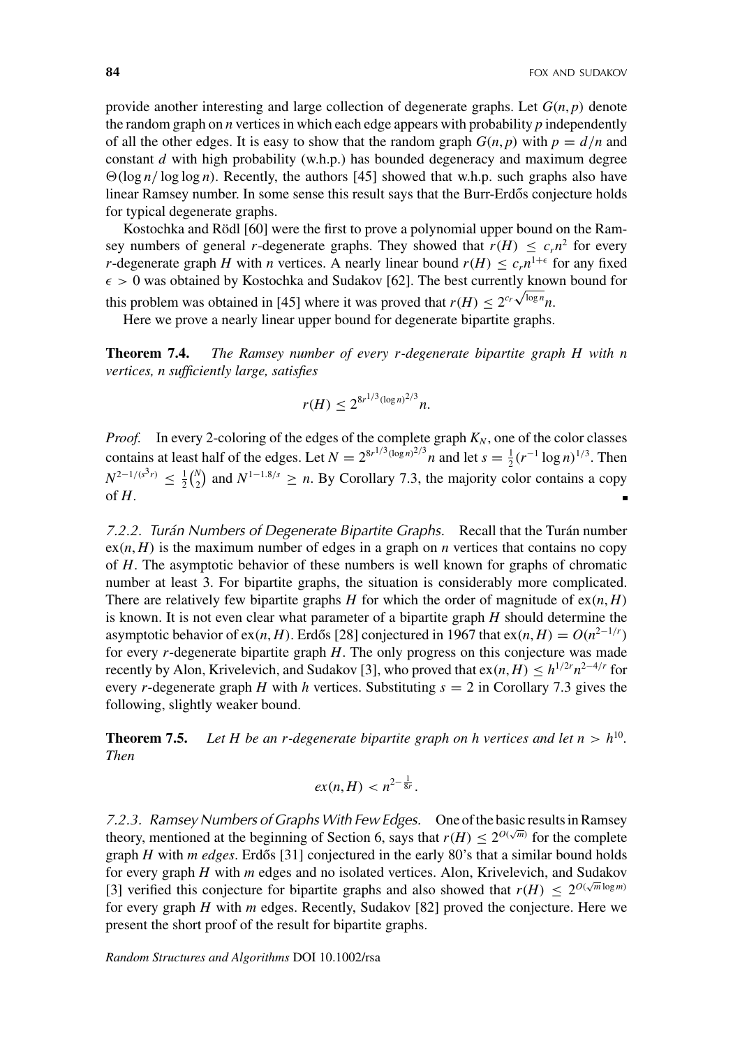provide another interesting and large collection of degenerate graphs. Let $G(n,p)$ denote the random graph on $n$ vertices in which each edge appears with probability $p$ independently of all the other edges. It is easy to show that the random graph $G(n,p)$ with $p = d/n$ and constant $d$ with high probability (w.h.p.) has bounded degeneracy and maximum degree $\Theta(\log n/\log\log n)$. Recently, the authors [45] showed that w.h.p. such graphs also have linear Ramsey number. In some sense this result says that the Burr-Erdős conjecture holds for typical degenerate graphs.

Kostochka and Rödl [60] were the first to prove a polynomial upper bound on the Ramsey numbers of general $r$-degenerate graphs. They showed that $r(H) \le c_r n^2$ for every $r$-degenerate graph $H$ with $n$ vertices. A nearly linear bound $r(H) \le c_r n^{1+\epsilon}$ for any fixed $\epsilon > 0$ was obtained by Kostochka and Sudakov [62]. The best currently known bound for this problem was obtained in [45] where it was proved that $r(H) \le 2^{c_r\sqrt{\log n}}n$.

Here we prove a nearly linear upper bound for degenerate bipartite graphs.

**Theorem 7.4.** *The Ramsey number of every $r$-degenerate bipartite graph $H$ with $n$ vertices, $n$ sufficiently large, satisfies*

$$r(H) \le 2^{8r^{1/3}(\log n)^{2/3}}n.$$

*Proof.* In every 2-coloring of the edges of the complete graph $K_N$, one of the color classes contains at least half of the edges. Let $N = 2^{8r^{1/3}(\log n)^{2/3}}n$ and let $s = \frac{1}{2}(r^{-1}\log n)^{1/3}$. Then $N^{2-1/(s^3 r)} \le \frac{1}{2}\binom{N}{2}$ and $N^{1-1.8/s} \ge n$. By Corollary 7.3, the majority color contains a copy of $H$. ∎

*7.2.2. Turán Numbers of Degenerate Bipartite Graphs.* Recall that the Turán number $\mathrm{ex}(n,H)$ is the maximum number of edges in a graph on $n$ vertices that contains no copy of $H$. The asymptotic behavior of these numbers is well known for graphs of chromatic number at least 3. For bipartite graphs, the situation is considerably more complicated. There are relatively few bipartite graphs $H$ for which the order of magnitude of $\mathrm{ex}(n,H)$ is known. It is not even clear what parameter of a bipartite graph $H$ should determine the asymptotic behavior of $\mathrm{ex}(n,H)$. Erdős [28] conjectured in 1967 that $\mathrm{ex}(n,H) = O(n^{2-1/r})$ for every $r$-degenerate bipartite graph $H$. The only progress on this conjecture was made recently by Alon, Krivelevich, and Sudakov [3], who proved that $\mathrm{ex}(n,H) \le h^{1/2r}n^{2-4/r}$ for every $r$-degenerate graph $H$ with $h$ vertices. Substituting $s = 2$ in Corollary 7.3 gives the following, slightly weaker bound.

**Theorem 7.5.** *Let $H$ be an $r$-degenerate bipartite graph on $h$ vertices and let $n > h^{10}$. Then*

$$ex(n,H) < n^{2-\frac{1}{8r}}.$$

*7.2.3. Ramsey Numbers of Graphs With Few Edges.* One of the basic results in Ramsey theory, mentioned at the beginning of Section 6, says that $r(H) \le 2^{O(\sqrt{m})}$ for the complete graph $H$ with $m$ *edges*. Erdős [31] conjectured in the early 80's that a similar bound holds for every graph $H$ with $m$ edges and no isolated vertices. Alon, Krivelevich, and Sudakov [3] verified this conjecture for bipartite graphs and also showed that $r(H) \le 2^{O(\sqrt{m}\log m)}$ for every graph $H$ with $m$ edges. Recently, Sudakov [82] proved the conjecture. Here we present the short proof of the result for bipartite graphs.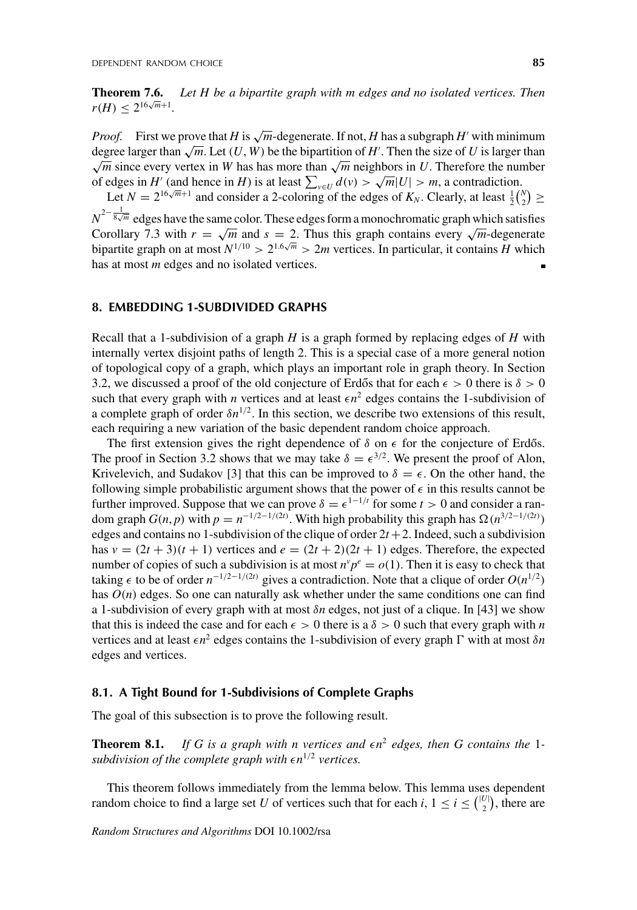**Theorem 7.6.** *Let $H$ be a bipartite graph with $m$ edges and no isolated vertices. Then $r(H) \leq 2^{16\sqrt{m}+1}$.*

*Proof.* First we prove that $H$ is $\sqrt{m}$-degenerate. If not, $H$ has a subgraph $H'$ with minimum degree larger than $\sqrt{m}$. Let $(U, W)$ be the bipartition of $H'$. Then the size of $U$ is larger than $\sqrt{m}$ since every vertex in $W$ has has more than $\sqrt{m}$ neighbors in $U$. Therefore the number of edges in $H'$ (and hence in $H$) is at least $\sum_{v \in U} d(v) > \sqrt{m}|U| > m$, a contradiction.

Let $N = 2^{16\sqrt{m}+1}$ and consider a 2-coloring of the edges of $K_N$. Clearly, at least $\frac{1}{2}\binom{N}{2} \geq N^{2-\frac{1}{8\sqrt{m}}}$ edges have the same color. These edges form a monochromatic graph which satisfies Corollary 7.3 with $r = \sqrt{m}$ and $s = 2$. Thus this graph contains every $\sqrt{m}$-degenerate bipartite graph on at most $N^{1/10} > 2^{1.6\sqrt{m}} > 2m$ vertices. In particular, it contains $H$ which has at most $m$ edges and no isolated vertices. ∎

## 8. EMBEDDING 1-SUBDIVIDED GRAPHS

Recall that a 1-subdivision of a graph $H$ is a graph formed by replacing edges of $H$ with internally vertex disjoint paths of length 2. This is a special case of a more general notion of topological copy of a graph, which plays an important role in graph theory. In Section 3.2, we discussed a proof of the old conjecture of Erdős that for each $\epsilon > 0$ there is $\delta > 0$ such that every graph with $n$ vertices and at least $\epsilon n^2$ edges contains the 1-subdivision of a complete graph of order $\delta n^{1/2}$. In this section, we describe two extensions of this result, each requiring a new variation of the basic dependent random choice approach.

The first extension gives the right dependence of $\delta$ on $\epsilon$ for the conjecture of Erdős. The proof in Section 3.2 shows that we may take $\delta = \epsilon^{3/2}$. We present the proof of Alon, Krivelevich, and Sudakov [3] that this can be improved to $\delta = \epsilon$. On the other hand, the following simple probabilistic argument shows that the power of $\epsilon$ in this results cannot be further improved. Suppose that we can prove $\delta = \epsilon^{1-1/t}$ for some $t > 0$ and consider a random graph $G(n, p)$ with $p = n^{-1/2-1/(2t)}$. With high probability this graph has $\Omega(n^{3/2-1/(2t)})$ edges and contains no 1-subdivision of the clique of order $2t+2$. Indeed, such a subdivision has $v = (2t+3)(t+1)$ vertices and $e = (2t+2)(2t+1)$ edges. Therefore, the expected number of copies of such a subdivision is at most $n^v p^e = o(1)$. Then it is easy to check that taking $\epsilon$ to be of order $n^{-1/2-1/(2t)}$ gives a contradiction. Note that a clique of order $O(n^{1/2})$ has $O(n)$ edges. So one can naturally ask whether under the same conditions one can find a 1-subdivision of every graph with at most $\delta n$ edges, not just of a clique. In [43] we show that this is indeed the case and for each $\epsilon > 0$ there is a $\delta > 0$ such that every graph with $n$ vertices and at least $\epsilon n^2$ edges contains the 1-subdivision of every graph $\Gamma$ with at most $\delta n$ edges and vertices.

### 8.1. A Tight Bound for 1-Subdivisions of Complete Graphs

The goal of this subsection is to prove the following result.

**Theorem 8.1.** *If $G$ is a graph with $n$ vertices and $\epsilon n^2$ edges, then $G$ contains the 1-subdivision of the complete graph with $\epsilon n^{1/2}$ vertices.*

This theorem follows immediately from the lemma below. This lemma uses dependent random choice to find a large set $U$ of vertices such that for each $i$, $1 \leq i \leq \binom{|U|}{2}$, there are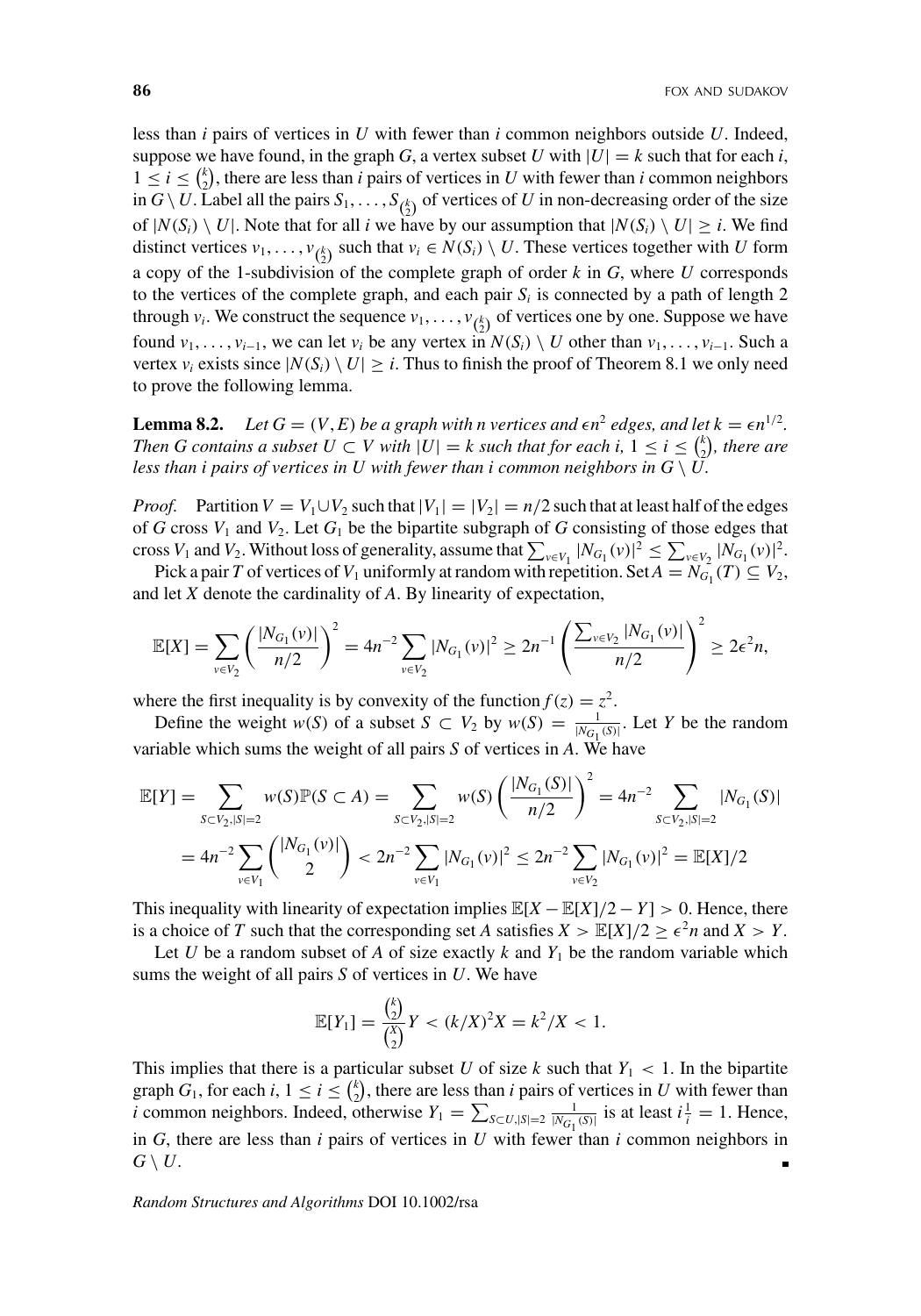less than $i$ pairs of vertices in $U$ with fewer than $i$ common neighbors outside $U$. Indeed, suppose we have found, in the graph $G$, a vertex subset $U$ with $|U| = k$ such that for each $i$, $1 \le i \le \binom{k}{2}$, there are less than $i$ pairs of vertices in $U$ with fewer than $i$ common neighbors in $G \setminus U$. Label all the pairs $S_1, \ldots, S_{\binom{k}{2}}$ of vertices of $U$ in non-decreasing order of the size of $|N(S_i) \setminus U|$. Note that for all $i$ we have by our assumption that $|N(S_i) \setminus U| \ge i$. We find distinct vertices $v_1, \ldots, v_{\binom{k}{2}}$ such that $v_i \in N(S_i) \setminus U$. These vertices together with $U$ form a copy of the 1-subdivision of the complete graph of order $k$ in $G$, where $U$ corresponds to the vertices of the complete graph, and each pair $S_i$ is connected by a path of length 2 through $v_i$. We construct the sequence $v_1, \ldots, v_{\binom{k}{2}}$ of vertices one by one. Suppose we have found $v_1, \ldots, v_{i-1}$, we can let $v_i$ be any vertex in $N(S_i) \setminus U$ other than $v_1, \ldots, v_{i-1}$. Such a vertex $v_i$ exists since $|N(S_i) \setminus U| \ge i$. Thus to finish the proof of Theorem 8.1 we only need to prove the following lemma.

**Lemma 8.2.** *Let $G = (V, E)$ be a graph with $n$ vertices and $\epsilon n^2$ edges, and let $k = \epsilon n^{1/2}$. Then $G$ contains a subset $U \subset V$ with $|U| = k$ such that for each $i$, $1 \le i \le \binom{k}{2}$, there are less than $i$ pairs of vertices in $U$ with fewer than $i$ common neighbors in $G \setminus U$.*

*Proof.* Partition $V = V_1 \cup V_2$ such that $|V_1| = |V_2| = n/2$ such that at least half of the edges of $G$ cross $V_1$ and $V_2$. Let $G_1$ be the bipartite subgraph of $G$ consisting of those edges that cross $V_1$ and $V_2$. Without loss of generality, assume that $\sum_{v \in V_1} |N_{G_1}(v)|^2 \le \sum_{v \in V_2} |N_{G_1}(v)|^2$.

Pick a pair $T$ of vertices of $V_1$ uniformly at random with repetition. Set $A = N_{G_1}(T) \subseteq V_2$, and let $X$ denote the cardinality of $A$. By linearity of expectation,

$$\mathbb{E}[X] = \sum_{v \in V_2} \left( \frac{|N_{G_1}(v)|}{n/2} \right)^2 = 4n^{-2} \sum_{v \in V_2} |N_{G_1}(v)|^2 \ge 2n^{-1} \left( \frac{\sum_{v \in V_2} |N_{G_1}(v)|}{n/2} \right)^2 \ge 2\epsilon^2 n,$$

where the first inequality is by convexity of the function $f(z) = z^2$.

Define the weight $w(S)$ of a subset $S \subset V_2$ by $w(S) = \frac{1}{|N_{G_1}(S)|}$. Let $Y$ be the random variable which sums the weight of all pairs $S$ of vertices in $A$. We have

$$\mathbb{E}[Y] = \sum_{S \subset V_2, |S|=2} w(S) \mathbb{P}(S \subset A) = \sum_{S \subset V_2, |S|=2} w(S) \left( \frac{|N_{G_1}(S)|}{n/2} \right)^2 = 4n^{-2} \sum_{S \subset V_2, |S|=2} |N_{G_1}(S)|$$

$$= 4n^{-2} \sum_{v \in V_1} \binom{|N_{G_1}(v)|}{2} < 2n^{-2} \sum_{v \in V_1} |N_{G_1}(v)|^2 \le 2n^{-2} \sum_{v \in V_2} |N_{G_1}(v)|^2 = \mathbb{E}[X]/2$$

This inequality with linearity of expectation implies $\mathbb{E}[X - \mathbb{E}[X]/2 - Y] > 0$. Hence, there is a choice of $T$ such that the corresponding set $A$ satisfies $X > \mathbb{E}[X]/2 \ge \epsilon^2 n$ and $X > Y$.

Let $U$ be a random subset of $A$ of size exactly $k$ and $Y_1$ be the random variable which sums the weight of all pairs $S$ of vertices in $U$. We have

$$\mathbb{E}[Y_1] = \frac{\binom{k}{2}}{\binom{X}{2}} Y < (k/X)^2 X = k^2/X < 1.$$

This implies that there is a particular subset $U$ of size $k$ such that $Y_1 < 1$. In the bipartite graph $G_1$, for each $i$, $1 \le i \le \binom{k}{2}$, there are less than $i$ pairs of vertices in $U$ with fewer than $i$ common neighbors. Indeed, otherwise $Y_1 = \sum_{S \subset U, |S|=2} \frac{1}{|N_{G_1}(S)|}$ is at least $i \frac{1}{i} = 1$. Hence, in $G$, there are less than $i$ pairs of vertices in $U$ with fewer than $i$ common neighbors in $G \setminus U$. ∎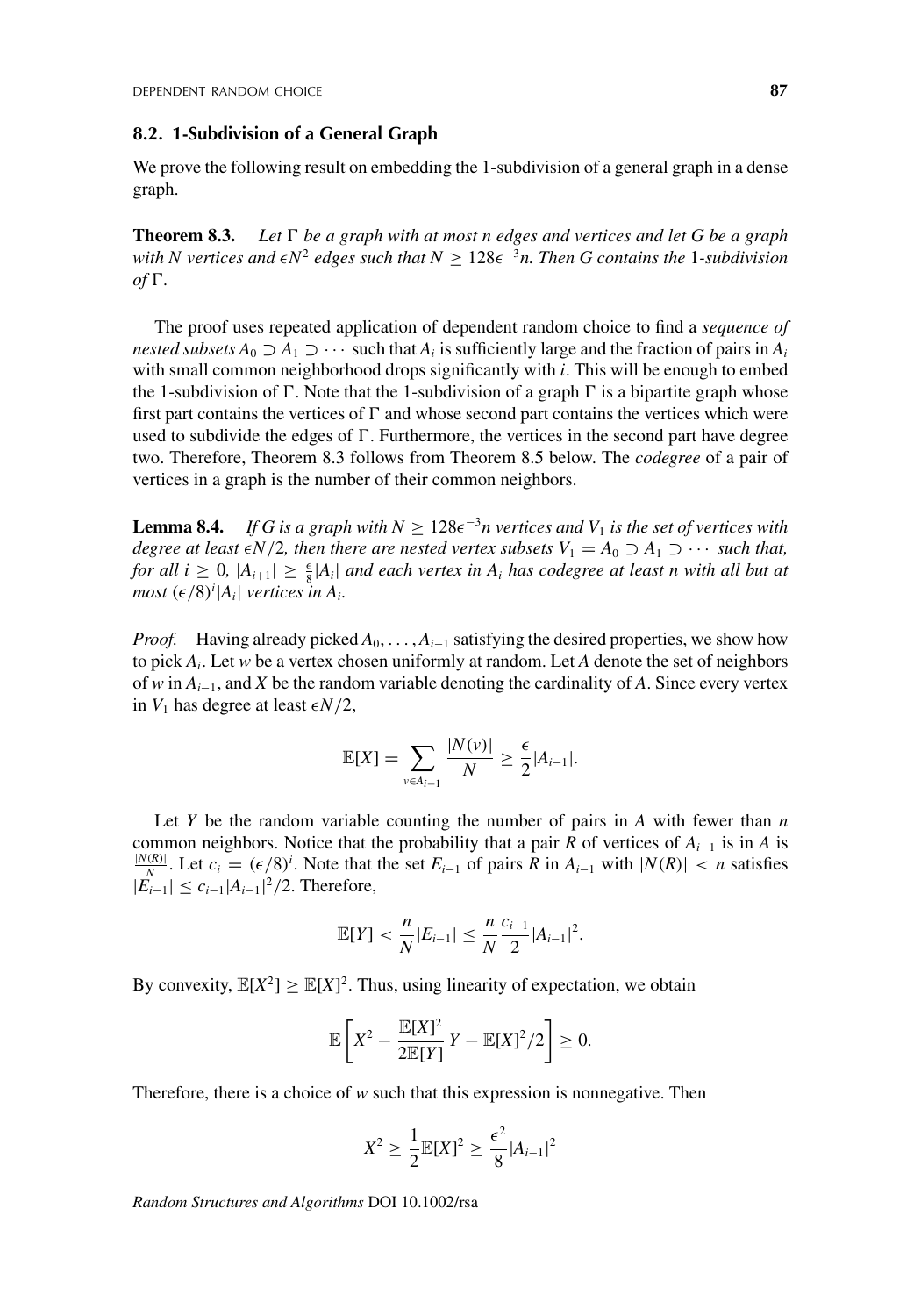## 8.2. 1-Subdivision of a General Graph

We prove the following result on embedding the 1-subdivision of a general graph in a dense graph.

**Theorem 8.3.** *Let $\Gamma$ be a graph with at most $n$ edges and vertices and let $G$ be a graph with $N$ vertices and $\epsilon N^2$ edges such that $N \geq 128\epsilon^{-3}n$. Then $G$ contains the* 1*-subdivision of* $\Gamma$.

The proof uses repeated application of dependent random choice to find a *sequence of nested subsets* $A_0 \supset A_1 \supset \cdots$ such that $A_i$ is sufficiently large and the fraction of pairs in $A_i$ with small common neighborhood drops significantly with $i$. This will be enough to embed the 1-subdivision of $\Gamma$. Note that the 1-subdivision of a graph $\Gamma$ is a bipartite graph whose first part contains the vertices of $\Gamma$ and whose second part contains the vertices which were used to subdivide the edges of $\Gamma$. Furthermore, the vertices in the second part have degree two. Therefore, Theorem 8.3 follows from Theorem 8.5 below. The *codegree* of a pair of vertices in a graph is the number of their common neighbors.

**Lemma 8.4.** *If $G$ is a graph with $N \geq 128\epsilon^{-3}n$ vertices and $V_1$ is the set of vertices with degree at least $\epsilon N/2$, then there are nested vertex subsets $V_1 = A_0 \supset A_1 \supset \cdots$ such that, for all $i \geq 0$, $|A_{i+1}| \geq \frac{\epsilon}{8}|A_i|$ and each vertex in $A_i$ has codegree at least $n$ with all but at most $(\epsilon/8)^i|A_i|$ vertices in $A_i$.*

*Proof.* Having already picked $A_0, \ldots, A_{i-1}$ satisfying the desired properties, we show how to pick $A_i$. Let $w$ be a vertex chosen uniformly at random. Let $A$ denote the set of neighbors of $w$ in $A_{i-1}$, and $X$ be the random variable denoting the cardinality of $A$. Since every vertex in $V_1$ has degree at least $\epsilon N/2$,

$$\mathbb{E}[X] = \sum_{v \in A_{i-1}} \frac{|N(v)|}{N} \geq \frac{\epsilon}{2}|A_{i-1}|.$$

Let $Y$ be the random variable counting the number of pairs in $A$ with fewer than $n$ common neighbors. Notice that the probability that a pair $R$ of vertices of $A_{i-1}$ is in $A$ is $\frac{|N(R)|}{N}$. Let $c_i = (\epsilon/8)^i$. Note that the set $E_{i-1}$ of pairs $R$ in $A_{i-1}$ with $|N(R)| < n$ satisfies $|E_{i-1}| \leq c_{i-1}|A_{i-1}|^2/2$. Therefore,

$$\mathbb{E}[Y] < \frac{n}{N}|E_{i-1}| \leq \frac{n}{N}\frac{c_{i-1}}{2}|A_{i-1}|^2.$$

By convexity, $\mathbb{E}[X^2] \geq \mathbb{E}[X]^2$. Thus, using linearity of expectation, we obtain

$$\mathbb{E}\left[X^2 - \frac{\mathbb{E}[X]^2}{2\mathbb{E}[Y]}Y - \mathbb{E}[X]^2/2\right] \geq 0.$$

Therefore, there is a choice of $w$ such that this expression is nonnegative. Then

$$X^2 \geq \frac{1}{2}\mathbb{E}[X]^2 \geq \frac{\epsilon^2}{8}|A_{i-1}|^2$$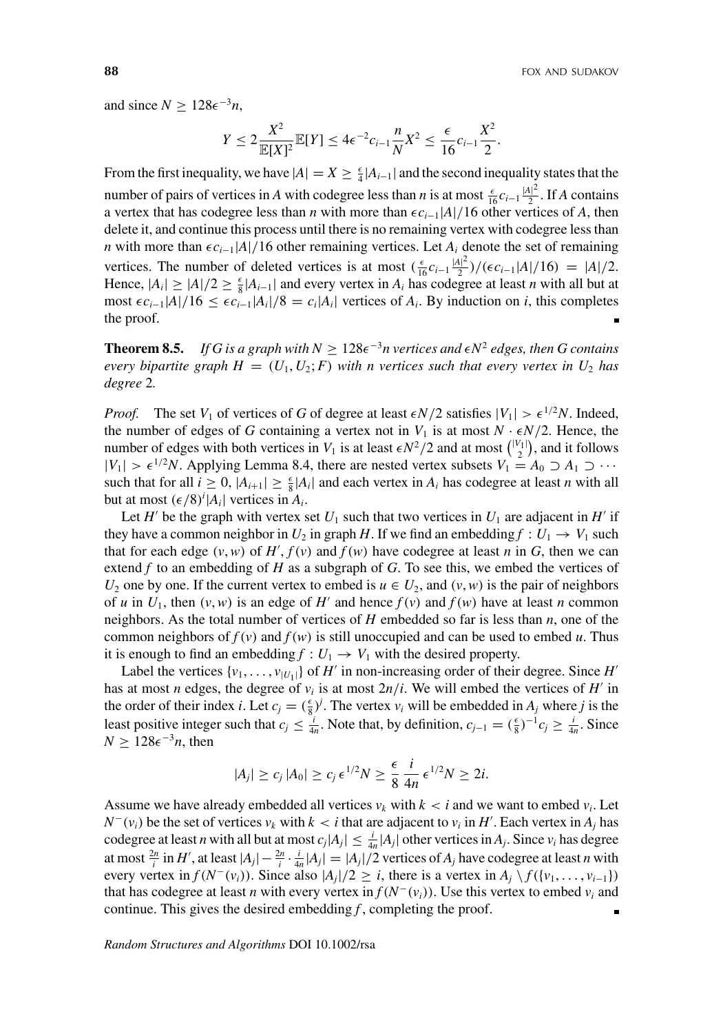and since $N \geq 128\epsilon^{-3}n$,

$$Y \leq 2\frac{X^2}{\mathbb{E}[X]^2}\mathbb{E}[Y] \leq 4\epsilon^{-2}c_{i-1}\frac{n}{N}X^2 \leq \frac{\epsilon}{16}c_{i-1}\frac{X^2}{2}.$$

From the first inequality, we have $|A| = X \geq \frac{\epsilon}{4}|A_{i-1}|$ and the second inequality states that the number of pairs of vertices in $A$ with codegree less than $n$ is at most $\frac{\epsilon}{16}c_{i-1}\frac{|A|^2}{2}$. If $A$ contains a vertex that has codegree less than $n$ with more than $\epsilon c_{i-1}|A|/16$ other vertices of $A$, then delete it, and continue this process until there is no remaining vertex with codegree less than $n$ with more than $\epsilon c_{i-1}|A|/16$ other remaining vertices. Let $A_i$ denote the set of remaining vertices. The number of deleted vertices is at most $(\frac{\epsilon}{16}c_{i-1}\frac{|A|^2}{2})/(\epsilon c_{i-1}|A|/16) = |A|/2$. Hence, $|A_i| \geq |A|/2 \geq \frac{\epsilon}{8}|A_{i-1}|$ and every vertex in $A_i$ has codegree at least $n$ with all but at most $\epsilon c_{i-1}|A|/16 \leq \epsilon c_{i-1}|A_i|/8 = c_i|A_i|$ vertices of $A_i$. By induction on $i$, this completes the proof. ∎

**Theorem 8.5.** *If $G$ is a graph with $N \geq 128\epsilon^{-3}n$ vertices and $\epsilon N^2$ edges, then $G$ contains every bipartite graph $H = (U_1, U_2; F)$ with $n$ vertices such that every vertex in $U_2$ has degree 2.*

*Proof.* The set $V_1$ of vertices of $G$ of degree at least $\epsilon N/2$ satisfies $|V_1| > \epsilon^{1/2}N$. Indeed, the number of edges of $G$ containing a vertex not in $V_1$ is at most $N \cdot \epsilon N/2$. Hence, the number of edges with both vertices in $V_1$ is at least $\epsilon N^2/2$ and at most $\binom{|V_1|}{2}$, and it follows $|V_1| > \epsilon^{1/2}N$. Applying Lemma 8.4, there are nested vertex subsets $V_1 = A_0 \supset A_1 \supset \cdots$ such that for all $i \geq 0$, $|A_{i+1}| \geq \frac{\epsilon}{8}|A_i|$ and each vertex in $A_i$ has codegree at least $n$ with all but at most $(\epsilon/8)^i|A_i|$ vertices in $A_i$.

Let $H'$ be the graph with vertex set $U_1$ such that two vertices in $U_1$ are adjacent in $H'$ if they have a common neighbor in $U_2$ in graph $H$. If we find an embedding $f : U_1 \to V_1$ such that for each edge $(v, w)$ of $H'$, $f(v)$ and $f(w)$ have codegree at least $n$ in $G$, then we can extend $f$ to an embedding of $H$ as a subgraph of $G$. To see this, we embed the vertices of $U_2$ one by one. If the current vertex to embed is $u \in U_2$, and $(v, w)$ is the pair of neighbors of $u$ in $U_1$, then $(v, w)$ is an edge of $H'$ and hence $f(v)$ and $f(w)$ have at least $n$ common neighbors. As the total number of vertices of $H$ embedded so far is less than $n$, one of the common neighbors of $f(v)$ and $f(w)$ is still unoccupied and can be used to embed $u$. Thus it is enough to find an embedding $f : U_1 \to V_1$ with the desired property.

Label the vertices $\{v_1, \ldots, v_{|U_1|}\}$ of $H'$ in non-increasing order of their degree. Since $H'$ has at most $n$ edges, the degree of $v_i$ is at most $2n/i$. We will embed the vertices of $H'$ in the order of their index $i$. Let $c_j = (\frac{\epsilon}{8})^j$. The vertex $v_i$ will be embedded in $A_j$ where $j$ is the least positive integer such that $c_j \leq \frac{i}{4n}$. Note that, by definition, $c_{j-1} = (\frac{\epsilon}{8})^{-1}c_j \geq \frac{i}{4n}$. Since $N \geq 128\epsilon^{-3}n$, then

$$|A_j| \geq c_j\,|A_0| \geq c_j\,\epsilon^{1/2}N \geq \frac{\epsilon}{8}\,\frac{i}{4n}\,\epsilon^{1/2}N \geq 2i.$$

Assume we have already embedded all vertices $v_k$ with $k < i$ and we want to embed $v_i$. Let $N^-(v_i)$ be the set of vertices $v_k$ with $k < i$ that are adjacent to $v_i$ in $H'$. Each vertex in $A_j$ has codegree at least $n$ with all but at most $c_j|A_j| \leq \frac{i}{4n}|A_j|$ other vertices in $A_j$. Since $v_i$ has degree at most $\frac{2n}{i}$ in $H'$, at least $|A_j| - \frac{2n}{i} \cdot \frac{i}{4n}|A_j| = |A_j|/2$ vertices of $A_j$ have codegree at least $n$ with every vertex in $f(N^-(v_i))$. Since also $|A_j|/2 \geq i$, there is a vertex in $A_j \setminus f(\{v_1, \ldots, v_{i-1}\})$ that has codegree at least $n$ with every vertex in $f(N^-(v_i))$. Use this vertex to embed $v_i$ and continue. This gives the desired embedding $f$, completing the proof. ∎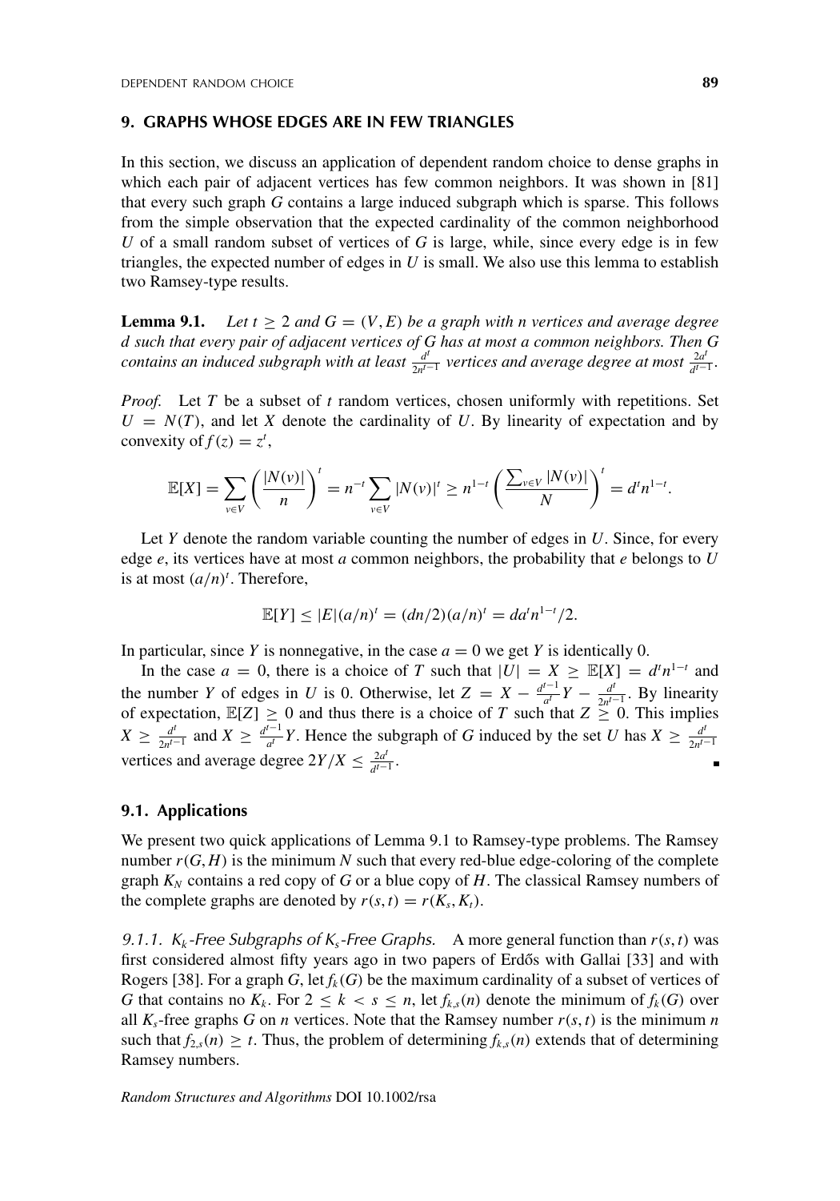## 9. GRAPHS WHOSE EDGES ARE IN FEW TRIANGLES

In this section, we discuss an application of dependent random choice to dense graphs in which each pair of adjacent vertices has few common neighbors. It was shown in [81] that every such graph $G$ contains a large induced subgraph which is sparse. This follows from the simple observation that the expected cardinality of the common neighborhood $U$ of a small random subset of vertices of $G$ is large, while, since every edge is in few triangles, the expected number of edges in $U$ is small. We also use this lemma to establish two Ramsey-type results.

**Lemma 9.1.** *Let $t \geq 2$ and $G = (V, E)$ be a graph with $n$ vertices and average degree $d$ such that every pair of adjacent vertices of $G$ has at most $a$ common neighbors. Then $G$ contains an induced subgraph with at least $\frac{d^t}{2n^{t-1}}$ vertices and average degree at most $\frac{2a^t}{d^{t-1}}$.*

*Proof.* Let $T$ be a subset of $t$ random vertices, chosen uniformly with repetitions. Set $U = N(T)$, and let $X$ denote the cardinality of $U$. By linearity of expectation and by convexity of $f(z) = z^t$,

$$\mathbb{E}[X] = \sum_{v \in V} \left( \frac{|N(v)|}{n} \right)^t = n^{-t} \sum_{v \in V} |N(v)|^t \geq n^{1-t} \left( \frac{\sum_{v \in V} |N(v)|}{N} \right)^t = d^t n^{1-t}.$$

Let $Y$ denote the random variable counting the number of edges in $U$. Since, for every edge $e$, its vertices have at most $a$ common neighbors, the probability that $e$ belongs to $U$ is at most $(a/n)^t$. Therefore,

$$\mathbb{E}[Y] \leq |E|(a/n)^t = (dn/2)(a/n)^t = da^t n^{1-t}/2.$$

In particular, since $Y$ is nonnegative, in the case $a = 0$ we get $Y$ is identically 0.

In the case $a = 0$, there is a choice of $T$ such that $|U| = X \geq \mathbb{E}[X] = d^t n^{1-t}$ and the number $Y$ of edges in $U$ is 0. Otherwise, let $Z = X - \frac{d^{t-1}}{a^t} Y - \frac{d^t}{2n^{t-1}}$. By linearity of expectation, $\mathbb{E}[Z] \geq 0$ and thus there is a choice of $T$ such that $Z \geq 0$. This implies $X \geq \frac{d^t}{2n^{t-1}}$ and $X \geq \frac{d^{t-1}}{a^t} Y$. Hence the subgraph of $G$ induced by the set $U$ has $X \geq \frac{d^t}{2n^{t-1}}$ vertices and average degree $2Y/X \leq \frac{2a^t}{d^{t-1}}$. ∎

### 9.1. Applications

We present two quick applications of Lemma 9.1 to Ramsey-type problems. The Ramsey number $r(G, H)$ is the minimum $N$ such that every red-blue edge-coloring of the complete graph $K_N$ contains a red copy of $G$ or a blue copy of $H$. The classical Ramsey numbers of the complete graphs are denoted by $r(s, t) = r(K_s, K_t)$.

*9.1.1. $K_k$-Free Subgraphs of $K_s$-Free Graphs.* A more general function than $r(s, t)$ was first considered almost fifty years ago in two papers of Erdős with Gallai [33] and with Rogers [38]. For a graph $G$, let $f_k(G)$ be the maximum cardinality of a subset of vertices of $G$ that contains no $K_k$. For $2 \leq k < s \leq n$, let $f_{k,s}(n)$ denote the minimum of $f_k(G)$ over all $K_s$-free graphs $G$ on $n$ vertices. Note that the Ramsey number $r(s, t)$ is the minimum $n$ such that $f_{2,s}(n) \geq t$. Thus, the problem of determining $f_{k,s}(n)$ extends that of determining Ramsey numbers.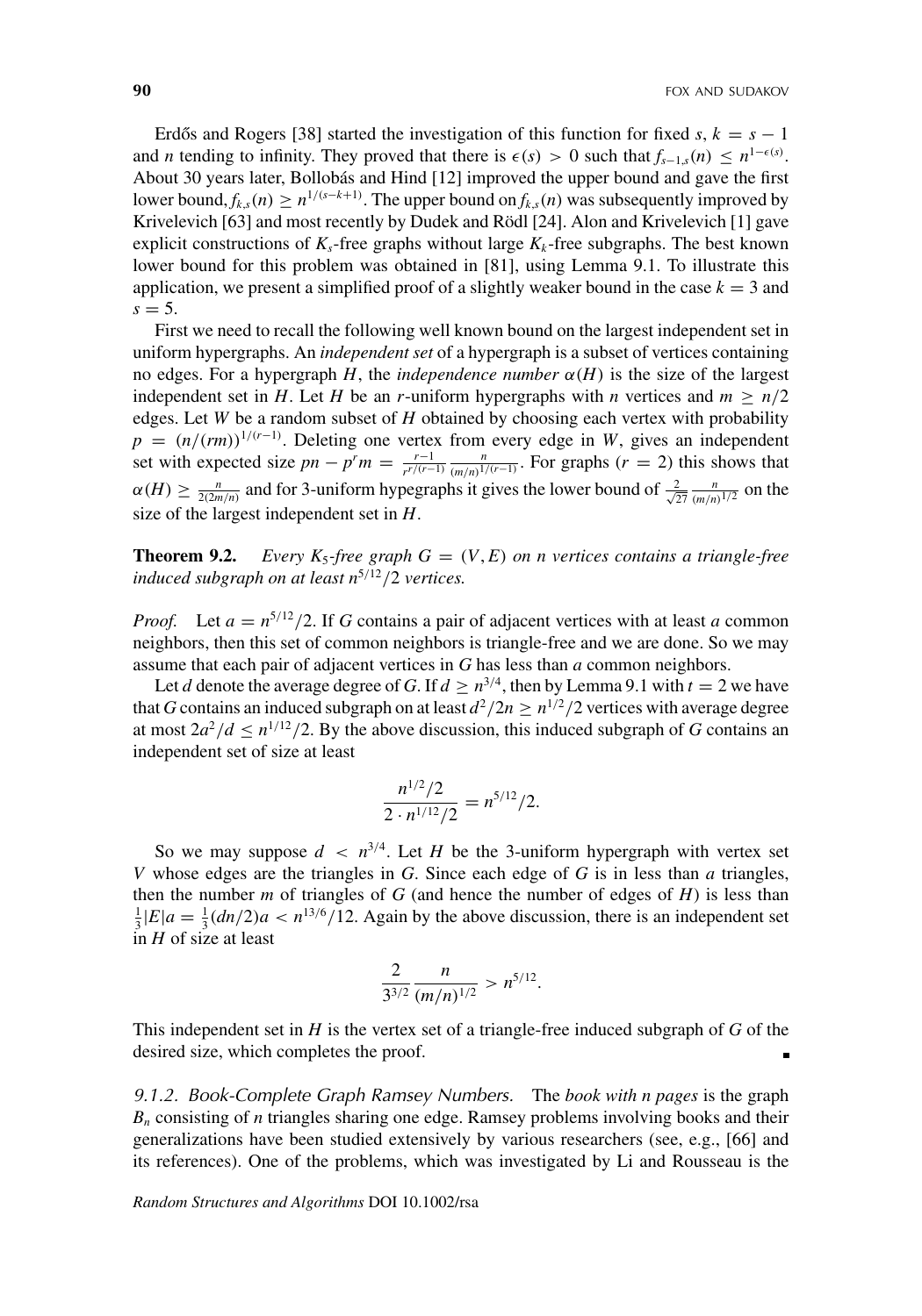Erdős and Rogers [38] started the investigation of this function for fixed $s$, $k = s-1$ and $n$ tending to infinity. They proved that there is $\epsilon(s) > 0$ such that $f_{s-1,s}(n) \le n^{1-\epsilon(s)}$. About 30 years later, Bollobás and Hind [12] improved the upper bound and gave the first lower bound, $f_{k,s}(n) \ge n^{1/(s-k+1)}$. The upper bound on $f_{k,s}(n)$ was subsequently improved by Krivelevich [63] and most recently by Dudek and Rödl [24]. Alon and Krivelevich [1] gave explicit constructions of $K_s$-free graphs without large $K_k$-free subgraphs. The best known lower bound for this problem was obtained in [81], using Lemma 9.1. To illustrate this application, we present a simplified proof of a slightly weaker bound in the case $k = 3$ and $s = 5$.

First we need to recall the following well known bound on the largest independent set in uniform hypergraphs. An *independent set* of a hypergraph is a subset of vertices containing no edges. For a hypergraph $H$, the *independence number* $\alpha(H)$ is the size of the largest independent set in $H$. Let $H$ be an $r$-uniform hypergraphs with $n$ vertices and $m \ge n/2$ edges. Let $W$ be a random subset of $H$ obtained by choosing each vertex with probability $p = (n/(rm))^{1/(r-1)}$. Deleting one vertex from every edge in $W$, gives an independent set with expected size $pn - p^r m = \frac{r-1}{r^{r/(r-1)}} \frac{n}{(m/n)^{1/(r-1)}}$. For graphs ($r = 2$) this shows that $\alpha(H) \ge \frac{n}{2(2m/n)}$ and for 3-uniform hypegraphs it gives the lower bound of $\frac{2}{\sqrt{27}} \frac{n}{(m/n)^{1/2}}$ on the size of the largest independent set in $H$.

**Theorem 9.2.** *Every $K_5$-free graph $G = (V, E)$ on $n$ vertices contains a triangle-free induced subgraph on at least $n^{5/12}/2$ vertices.*

*Proof.* Let $a = n^{5/12}/2$. If $G$ contains a pair of adjacent vertices with at least $a$ common neighbors, then this set of common neighbors is triangle-free and we are done. So we may assume that each pair of adjacent vertices in $G$ has less than $a$ common neighbors.

Let $d$ denote the average degree of $G$. If $d \ge n^{3/4}$, then by Lemma 9.1 with $t = 2$ we have that $G$ contains an induced subgraph on at least $d^2/2n \ge n^{1/2}/2$ vertices with average degree at most $2a^2/d \le n^{1/12}/2$. By the above discussion, this induced subgraph of $G$ contains an independent set of size at least

$$\frac{n^{1/2}/2}{2 \cdot n^{1/12}/2} = n^{5/12}/2.$$

So we may suppose $d < n^{3/4}$. Let $H$ be the 3-uniform hypergraph with vertex set $V$ whose edges are the triangles in $G$. Since each edge of $G$ is in less than $a$ triangles, then the number $m$ of triangles of $G$ (and hence the number of edges of $H$) is less than $\frac{1}{3}|E|a = \frac{1}{3}(dn/2)a < n^{13/6}/12$. Again by the above discussion, there is an independent set in $H$ of size at least

$$\frac{2}{3^{3/2}} \frac{n}{(m/n)^{1/2}} > n^{5/12}.$$

This independent set in $H$ is the vertex set of a triangle-free induced subgraph of $G$ of the desired size, which completes the proof. ∎

*9.1.2. Book-Complete Graph Ramsey Numbers.* The *book with n pages* is the graph $B_n$ consisting of $n$ triangles sharing one edge. Ramsey problems involving books and their generalizations have been studied extensively by various researchers (see, e.g., [66] and its references). One of the problems, which was investigated by Li and Rousseau is the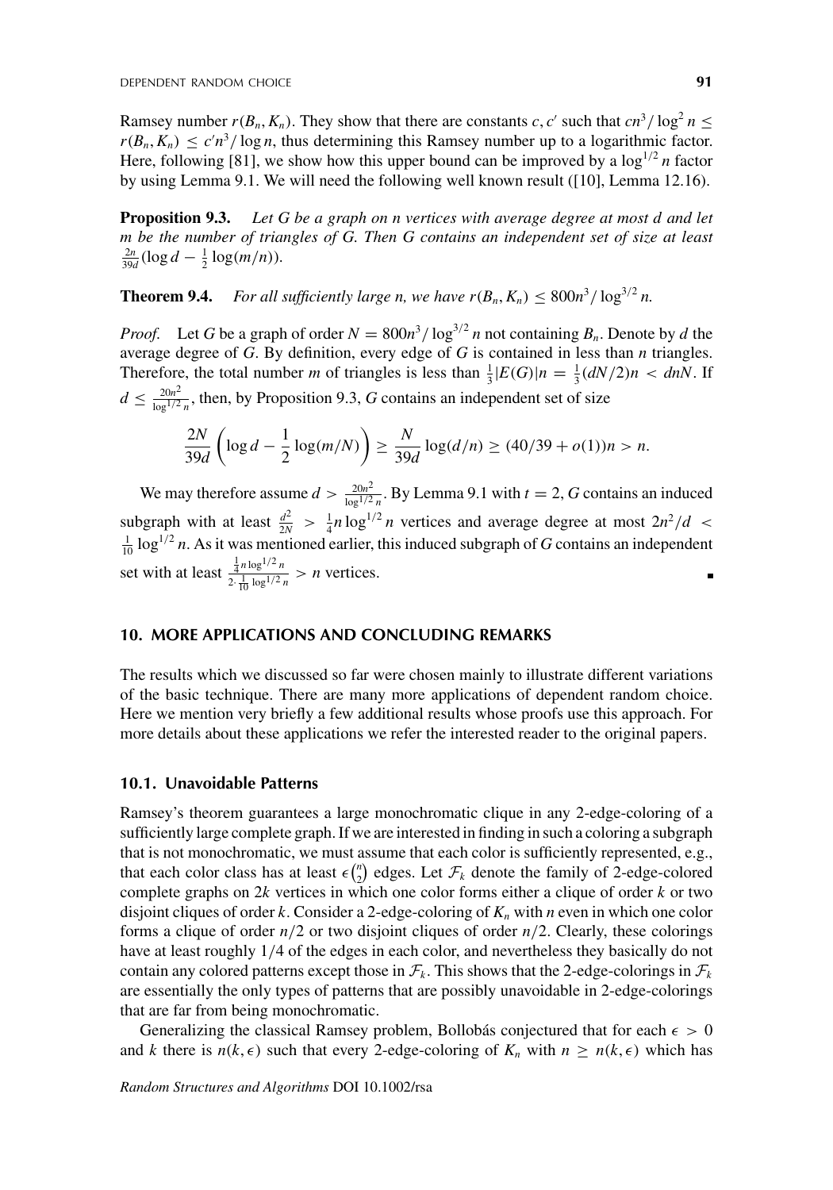Ramsey number $r(B_n, K_n)$. They show that there are constants $c, c'$ such that $cn^3/\log^2 n \leq r(B_n, K_n) \leq c'n^3/\log n$, thus determining this Ramsey number up to a logarithmic factor. Here, following [81], we show how this upper bound can be improved by a $\log^{1/2} n$ factor by using Lemma 9.1. We will need the following well known result ([10], Lemma 12.16).

**Proposition 9.3.** *Let $G$ be a graph on $n$ vertices with average degree at most $d$ and let $m$ be the number of triangles of $G$. Then $G$ contains an independent set of size at least $\frac{2n}{39d}(\log d - \frac{1}{2}\log(m/n))$.*

**Theorem 9.4.** *For all sufficiently large $n$, we have $r(B_n, K_n) \leq 800n^3/\log^{3/2} n$.*

*Proof.* Let $G$ be a graph of order $N = 800n^3/\log^{3/2} n$ not containing $B_n$. Denote by $d$ the average degree of $G$. By definition, every edge of $G$ is contained in less than $n$ triangles. Therefore, the total number $m$ of triangles is less than $\frac{1}{3}|E(G)|n = \frac{1}{3}(dN/2)n < dnN$. If $d \leq \frac{20n^2}{\log^{1/2} n}$, then, by Proposition 9.3, $G$ contains an independent set of size

$$\frac{2N}{39d}\left(\log d - \frac{1}{2}\log(m/N)\right) \geq \frac{N}{39d}\log(d/n) \geq (40/39 + o(1))n > n.$$

We may therefore assume $d > \frac{20n^2}{\log^{1/2} n}$. By Lemma 9.1 with $t = 2$, $G$ contains an induced subgraph with at least $\frac{d^2}{2N} > \frac{1}{4}n\log^{1/2} n$ vertices and average degree at most $2n^2/d < \frac{1}{10}\log^{1/2} n$. As it was mentioned earlier, this induced subgraph of $G$ contains an independent set with at least $\frac{\frac{1}{4}n\log^{1/2} n}{2\cdot\frac{1}{10}\log^{1/2} n} > n$ vertices. ∎

## 10. MORE APPLICATIONS AND CONCLUDING REMARKS

The results which we discussed so far were chosen mainly to illustrate different variations of the basic technique. There are many more applications of dependent random choice. Here we mention very briefly a few additional results whose proofs use this approach. For more details about these applications we refer the interested reader to the original papers.

### 10.1. Unavoidable Patterns

Ramsey's theorem guarantees a large monochromatic clique in any 2-edge-coloring of a sufficiently large complete graph. If we are interested in finding in such a coloring a subgraph that is not monochromatic, we must assume that each color is sufficiently represented, e.g., that each color class has at least $\epsilon\binom{n}{2}$ edges. Let $\mathcal{F}_k$ denote the family of 2-edge-colored complete graphs on $2k$ vertices in which one color forms either a clique of order $k$ or two disjoint cliques of order $k$. Consider a 2-edge-coloring of $K_n$ with $n$ even in which one color forms a clique of order $n/2$ or two disjoint cliques of order $n/2$. Clearly, these colorings have at least roughly $1/4$ of the edges in each color, and nevertheless they basically do not contain any colored patterns except those in $\mathcal{F}_k$. This shows that the 2-edge-colorings in $\mathcal{F}_k$ are essentially the only types of patterns that are possibly unavoidable in 2-edge-colorings that are far from being monochromatic.

Generalizing the classical Ramsey problem, Bollobás conjectured that for each $\epsilon > 0$ and $k$ there is $n(k, \epsilon)$ such that every 2-edge-coloring of $K_n$ with $n \geq n(k, \epsilon)$ which has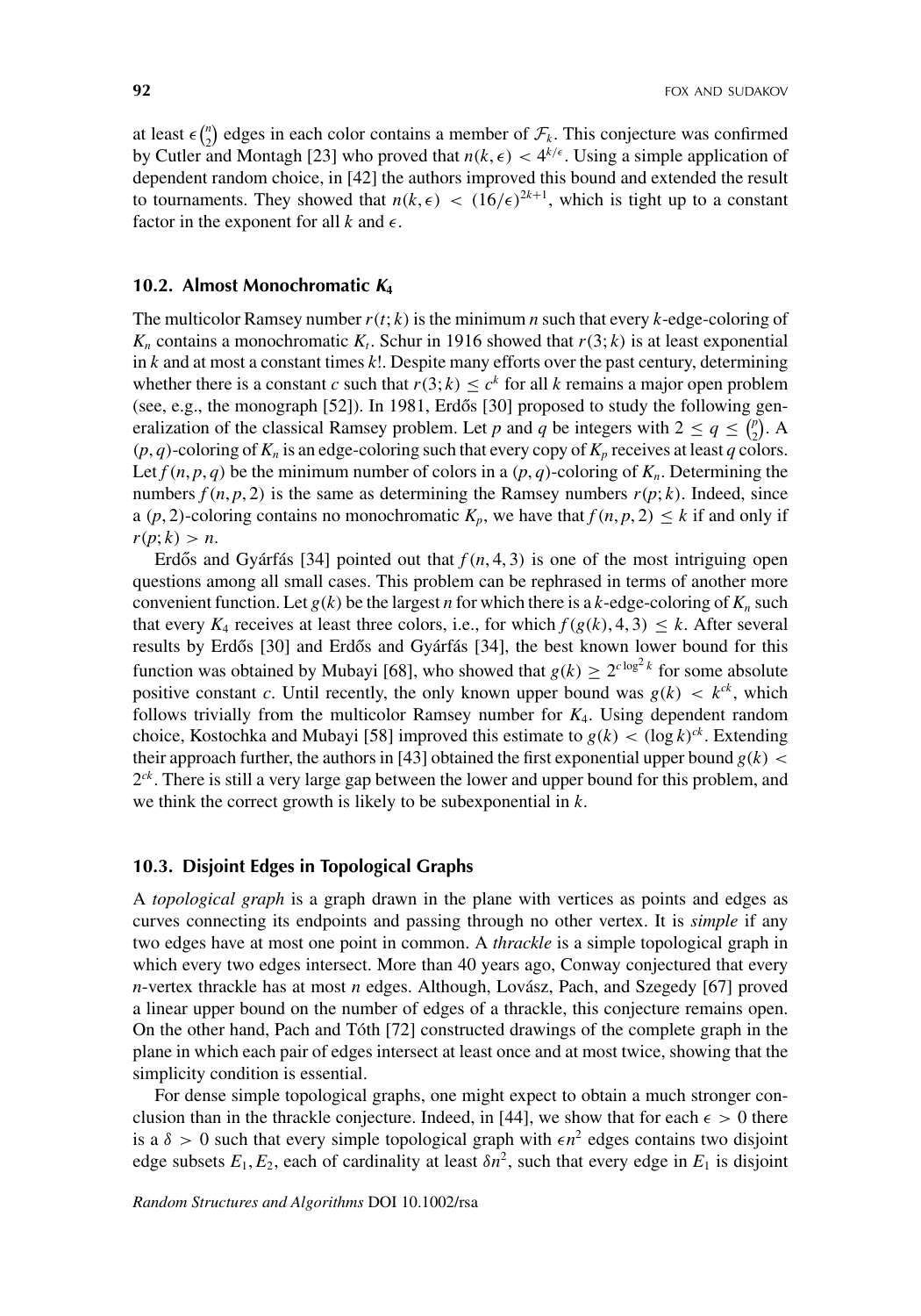at least $\epsilon\binom{n}{2}$ edges in each color contains a member of $\mathcal{F}_k$. This conjecture was confirmed by Cutler and Montagh [23] who proved that $n(k,\epsilon) < 4^{k/\epsilon}$. Using a simple application of dependent random choice, in [42] the authors improved this bound and extended the result to tournaments. They showed that $n(k,\epsilon) < (16/\epsilon)^{2k+1}$, which is tight up to a constant factor in the exponent for all $k$ and $\epsilon$.

### 10.2. Almost Monochromatic $K_4$

The multicolor Ramsey number $r(t;k)$ is the minimum $n$ such that every $k$-edge-coloring of $K_n$ contains a monochromatic $K_t$. Schur in 1916 showed that $r(3;k)$ is at least exponential in $k$ and at most a constant times $k!$. Despite many efforts over the past century, determining whether there is a constant $c$ such that $r(3;k) \le c^k$ for all $k$ remains a major open problem (see, e.g., the monograph [52]). In 1981, Erdős [30] proposed to study the following generalization of the classical Ramsey problem. Let $p$ and $q$ be integers with $2 \le q \le \binom{p}{2}$. A $(p,q)$-coloring of $K_n$ is an edge-coloring such that every copy of $K_p$ receives at least $q$ colors. Let $f(n,p,q)$ be the minimum number of colors in a $(p,q)$-coloring of $K_n$. Determining the numbers $f(n,p,2)$ is the same as determining the Ramsey numbers $r(p;k)$. Indeed, since a $(p,2)$-coloring contains no monochromatic $K_p$, we have that $f(n,p,2) \le k$ if and only if $r(p;k) > n$.

Erdős and Gyárfás [34] pointed out that $f(n,4,3)$ is one of the most intriguing open questions among all small cases. This problem can be rephrased in terms of another more convenient function. Let $g(k)$ be the largest $n$ for which there is a $k$-edge-coloring of $K_n$ such that every $K_4$ receives at least three colors, i.e., for which $f(g(k),4,3) \le k$. After several results by Erdős [30] and Erdős and Gyárfás [34], the best known lower bound for this function was obtained by Mubayi [68], who showed that $g(k) \ge 2^{c\log^2 k}$ for some absolute positive constant $c$. Until recently, the only known upper bound was $g(k) < k^{ck}$, which follows trivially from the multicolor Ramsey number for $K_4$. Using dependent random choice, Kostochka and Mubayi [58] improved this estimate to $g(k) < (\log k)^{ck}$. Extending their approach further, the authors in [43] obtained the first exponential upper bound $g(k) < 2^{ck}$. There is still a very large gap between the lower and upper bound for this problem, and we think the correct growth is likely to be subexponential in $k$.

### 10.3. Disjoint Edges in Topological Graphs

A *topological graph* is a graph drawn in the plane with vertices as points and edges as curves connecting its endpoints and passing through no other vertex. It is *simple* if any two edges have at most one point in common. A *thrackle* is a simple topological graph in which every two edges intersect. More than 40 years ago, Conway conjectured that every $n$-vertex thrackle has at most $n$ edges. Although, Lovász, Pach, and Szegedy [67] proved a linear upper bound on the number of edges of a thrackle, this conjecture remains open. On the other hand, Pach and Tóth [72] constructed drawings of the complete graph in the plane in which each pair of edges intersect at least once and at most twice, showing that the simplicity condition is essential.

For dense simple topological graphs, one might expect to obtain a much stronger conclusion than in the thrackle conjecture. Indeed, in [44], we show that for each $\epsilon > 0$ there is a $\delta > 0$ such that every simple topological graph with $\epsilon n^2$ edges contains two disjoint edge subsets $E_1, E_2$, each of cardinality at least $\delta n^2$, such that every edge in $E_1$ is disjoint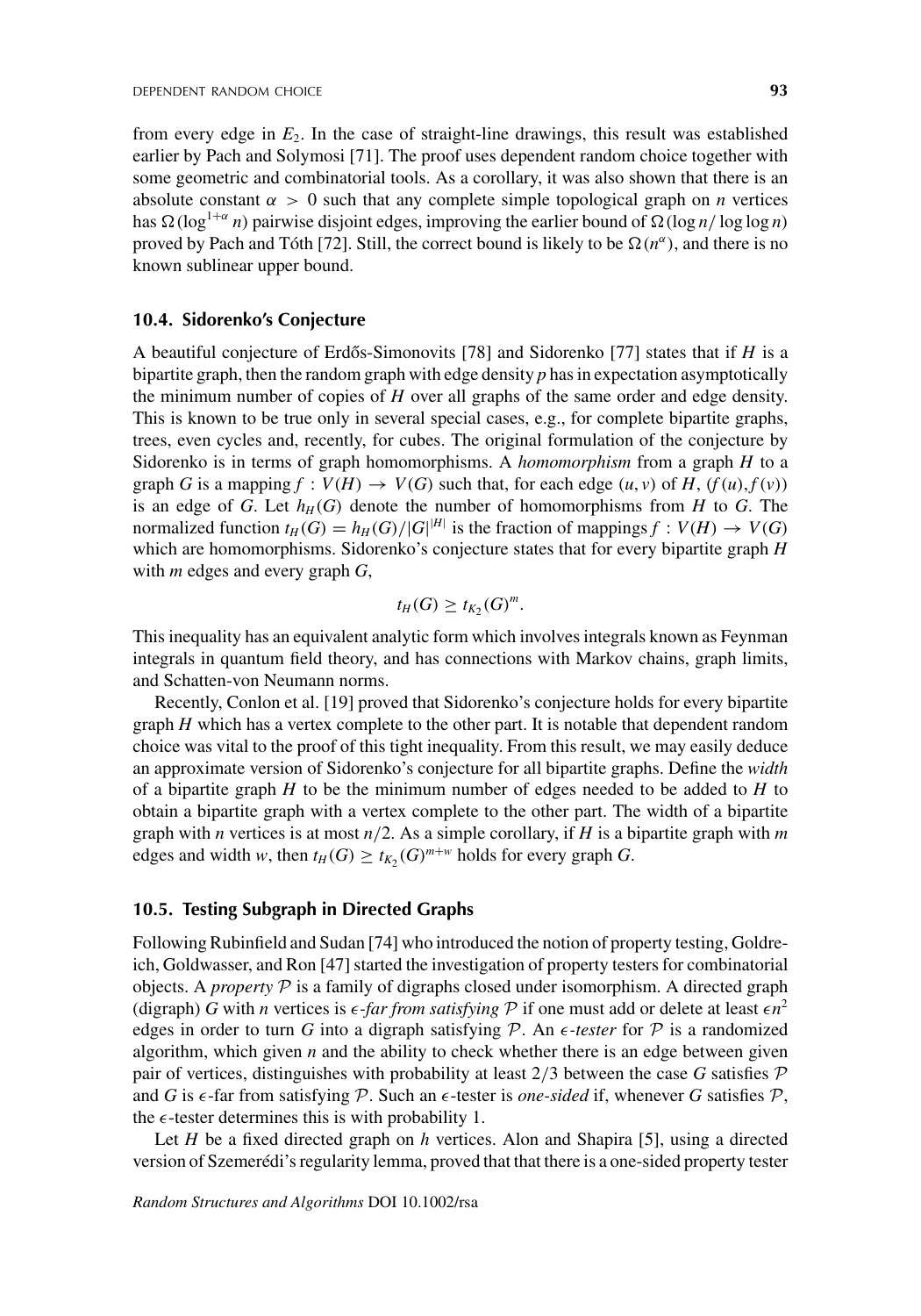from every edge in $E_2$. In the case of straight-line drawings, this result was established earlier by Pach and Solymosi [71]. The proof uses dependent random choice together with some geometric and combinatorial tools. As a corollary, it was also shown that there is an absolute constant $\alpha > 0$ such that any complete simple topological graph on $n$ vertices has $\Omega(\log^{1+\alpha} n)$ pairwise disjoint edges, improving the earlier bound of $\Omega(\log n/\log\log n)$ proved by Pach and Tóth [72]. Still, the correct bound is likely to be $\Omega(n^{\alpha})$, and there is no known sublinear upper bound.

### 10.4. Sidorenko's Conjecture

A beautiful conjecture of Erdős-Simonovits [78] and Sidorenko [77] states that if $H$ is a bipartite graph, then the random graph with edge density $p$ has in expectation asymptotically the minimum number of copies of $H$ over all graphs of the same order and edge density. This is known to be true only in several special cases, e.g., for complete bipartite graphs, trees, even cycles and, recently, for cubes. The original formulation of the conjecture by Sidorenko is in terms of graph homomorphisms. A *homomorphism* from a graph $H$ to a graph $G$ is a mapping $f : V(H) \to V(G)$ such that, for each edge $(u, v)$ of $H$, $(f(u), f(v))$ is an edge of $G$. Let $h_H(G)$ denote the number of homomorphisms from $H$ to $G$. The normalized function $t_H(G) = h_H(G)/|G|^{|H|}$ is the fraction of mappings $f : V(H) \to V(G)$ which are homomorphisms. Sidorenko's conjecture states that for every bipartite graph $H$ with $m$ edges and every graph $G$,

$$t_H(G) \geq t_{K_2}(G)^m.$$

This inequality has an equivalent analytic form which involves integrals known as Feynman integrals in quantum field theory, and has connections with Markov chains, graph limits, and Schatten-von Neumann norms.

Recently, Conlon et al. [19] proved that Sidorenko's conjecture holds for every bipartite graph $H$ which has a vertex complete to the other part. It is notable that dependent random choice was vital to the proof of this tight inequality. From this result, we may easily deduce an approximate version of Sidorenko's conjecture for all bipartite graphs. Define the *width* of a bipartite graph $H$ to be the minimum number of edges needed to be added to $H$ to obtain a bipartite graph with a vertex complete to the other part. The width of a bipartite graph with $n$ vertices is at most $n/2$. As a simple corollary, if $H$ is a bipartite graph with $m$ edges and width $w$, then $t_H(G) \geq t_{K_2}(G)^{m+w}$ holds for every graph $G$.

### 10.5. Testing Subgraph in Directed Graphs

Following Rubinfield and Sudan [74] who introduced the notion of property testing, Goldreich, Goldwasser, and Ron [47] started the investigation of property testers for combinatorial objects. A *property* $\mathcal{P}$ is a family of digraphs closed under isomorphism. A directed graph (digraph) $G$ with $n$ vertices is $\epsilon$*-far from satisfying* $\mathcal{P}$ if one must add or delete at least $\epsilon n^2$ edges in order to turn $G$ into a digraph satisfying $\mathcal{P}$. An $\epsilon$*-tester* for $\mathcal{P}$ is a randomized algorithm, which given $n$ and the ability to check whether there is an edge between given pair of vertices, distinguishes with probability at least $2/3$ between the case $G$ satisfies $\mathcal{P}$ and $G$ is $\epsilon$-far from satisfying $\mathcal{P}$. Such an $\epsilon$-tester is *one-sided* if, whenever $G$ satisfies $\mathcal{P}$, the $\epsilon$-tester determines this is with probability 1.

Let $H$ be a fixed directed graph on $h$ vertices. Alon and Shapira [5], using a directed version of Szemerédi's regularity lemma, proved that that there is a one-sided property tester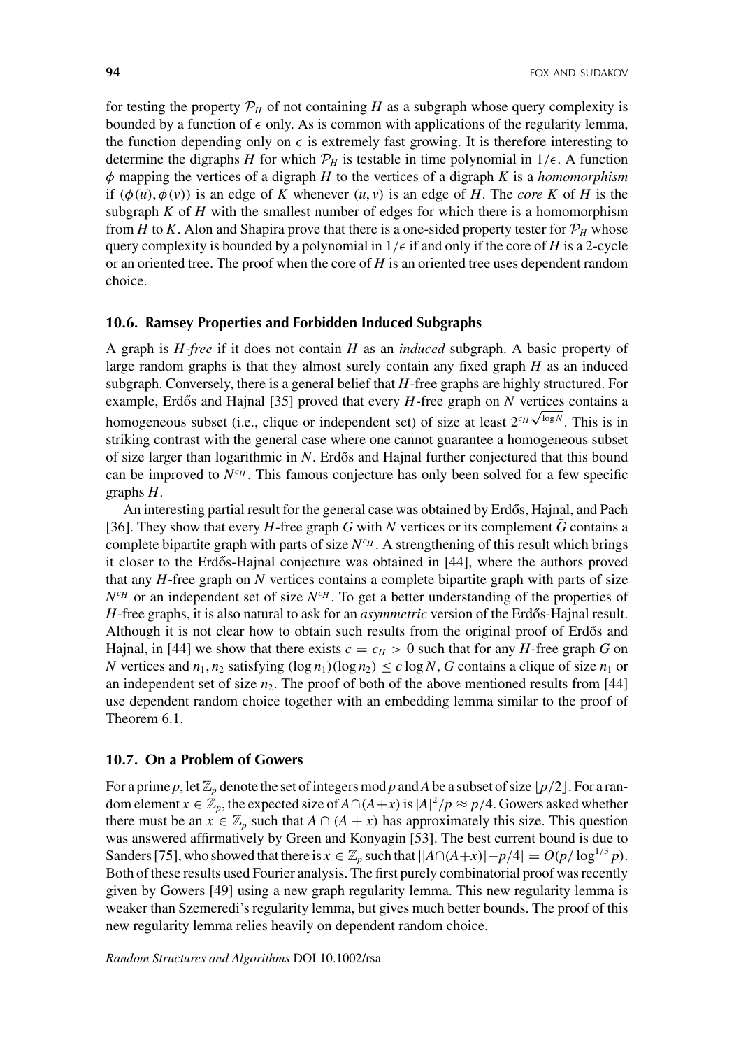for testing the property $\mathcal{P}_H$ of not containing $H$ as a subgraph whose query complexity is bounded by a function of $\epsilon$ only. As is common with applications of the regularity lemma, the function depending only on $\epsilon$ is extremely fast growing. It is therefore interesting to determine the digraphs $H$ for which $\mathcal{P}_H$ is testable in time polynomial in $1/\epsilon$. A function $\phi$ mapping the vertices of a digraph $H$ to the vertices of a digraph $K$ is a *homomorphism* if $(\phi(u), \phi(v))$ is an edge of $K$ whenever $(u, v)$ is an edge of $H$. The *core* $K$ of $H$ is the subgraph $K$ of $H$ with the smallest number of edges for which there is a homomorphism from $H$ to $K$. Alon and Shapira prove that there is a one-sided property tester for $\mathcal{P}_H$ whose query complexity is bounded by a polynomial in $1/\epsilon$ if and only if the core of $H$ is a 2-cycle or an oriented tree. The proof when the core of $H$ is an oriented tree uses dependent random choice.

### 10.6. Ramsey Properties and Forbidden Induced Subgraphs

A graph is *$H$-free* if it does not contain $H$ as an *induced* subgraph. A basic property of large random graphs is that they almost surely contain any fixed graph $H$ as an induced subgraph. Conversely, there is a general belief that $H$-free graphs are highly structured. For example, Erdős and Hajnal [35] proved that every $H$-free graph on $N$ vertices contains a homogeneous subset (i.e., clique or independent set) of size at least $2^{c_H\sqrt{\log N}}$. This is in striking contrast with the general case where one cannot guarantee a homogeneous subset of size larger than logarithmic in $N$. Erdős and Hajnal further conjectured that this bound can be improved to $N^{c_H}$. This famous conjecture has only been solved for a few specific graphs $H$.

An interesting partial result for the general case was obtained by Erdős, Hajnal, and Pach [36]. They show that every $H$-free graph $G$ with $N$ vertices or its complement $\bar{G}$ contains a complete bipartite graph with parts of size $N^{c_H}$. A strengthening of this result which brings it closer to the Erdős-Hajnal conjecture was obtained in [44], where the authors proved that any $H$-free graph on $N$ vertices contains a complete bipartite graph with parts of size $N^{c_H}$ or an independent set of size $N^{c_H}$. To get a better understanding of the properties of $H$-free graphs, it is also natural to ask for an *asymmetric* version of the Erdős-Hajnal result. Although it is not clear how to obtain such results from the original proof of Erdős and Hajnal, in [44] we show that there exists $c = c_H > 0$ such that for any $H$-free graph $G$ on $N$ vertices and $n_1, n_2$ satisfying $(\log n_1)(\log n_2) \le c \log N$, $G$ contains a clique of size $n_1$ or an independent set of size $n_2$. The proof of both of the above mentioned results from [44] use dependent random choice together with an embedding lemma similar to the proof of Theorem 6.1.

### 10.7. On a Problem of Gowers

For a prime $p$, let $\mathbb{Z}_p$ denote the set of integers mod $p$ and $A$ be a subset of size $\lfloor p/2 \rfloor$. For a random element $x \in \mathbb{Z}_p$, the expected size of $A \cap (A+x)$ is $|A|^2/p \approx p/4$. Gowers asked whether there must be an $x \in \mathbb{Z}_p$ such that $A \cap (A + x)$ has approximately this size. This question was answered affirmatively by Green and Konyagin [53]. The best current bound is due to Sanders [75], who showed that there is $x \in \mathbb{Z}_p$ such that $||A \cap (A+x)| - p/4| = O(p/\log^{1/3} p)$. Both of these results used Fourier analysis. The first purely combinatorial proof was recently given by Gowers [49] using a new graph regularity lemma. This new regularity lemma is weaker than Szemeredi's regularity lemma, but gives much better bounds. The proof of this new regularity lemma relies heavily on dependent random choice.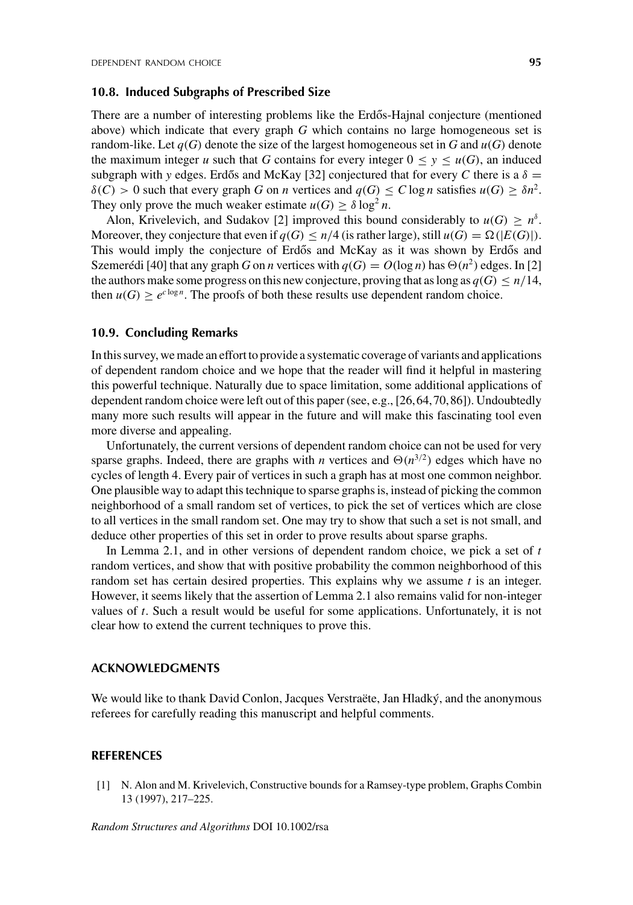### 10.8. Induced Subgraphs of Prescribed Size

There are a number of interesting problems like the Erdős-Hajnal conjecture (mentioned above) which indicate that every graph $G$ which contains no large homogeneous set is random-like. Let $q(G)$ denote the size of the largest homogeneous set in $G$ and $u(G)$ denote the maximum integer $u$ such that $G$ contains for every integer $0 \leq y \leq u(G)$, an induced subgraph with $y$ edges. Erdős and McKay [32] conjectured that for every $C$ there is a $\delta = \delta(C) > 0$ such that every graph $G$ on $n$ vertices and $q(G) \leq C \log n$ satisfies $u(G) \geq \delta n^2$. They only prove the much weaker estimate $u(G) \geq \delta \log^2 n$.

Alon, Krivelevich, and Sudakov [2] improved this bound considerably to $u(G) \geq n^{\delta}$. Moreover, they conjecture that even if $q(G) \leq n/4$ (is rather large), still $u(G) = \Omega(|E(G)|)$. This would imply the conjecture of Erdős and McKay as it was shown by Erdős and Szemerédi [40] that any graph $G$ on $n$ vertices with $q(G) = O(\log n)$ has $\Theta(n^2)$ edges. In [2] the authors make some progress on this new conjecture, proving that as long as $q(G) \leq n/14$, then $u(G) \geq e^{c \log n}$. The proofs of both these results use dependent random choice.

### 10.9. Concluding Remarks

In this survey, we made an effort to provide a systematic coverage of variants and applications of dependent random choice and we hope that the reader will find it helpful in mastering this powerful technique. Naturally due to space limitation, some additional applications of dependent random choice were left out of this paper (see, e.g., [26, 64, 70, 86]). Undoubtedly many more such results will appear in the future and will make this fascinating tool even more diverse and appealing.

Unfortunately, the current versions of dependent random choice can not be used for very sparse graphs. Indeed, there are graphs with $n$ vertices and $\Theta(n^{3/2})$ edges which have no cycles of length 4. Every pair of vertices in such a graph has at most one common neighbor. One plausible way to adapt this technique to sparse graphs is, instead of picking the common neighborhood of a small random set of vertices, to pick the set of vertices which are close to all vertices in the small random set. One may try to show that such a set is not small, and deduce other properties of this set in order to prove results about sparse graphs.

In Lemma 2.1, and in other versions of dependent random choice, we pick a set of $t$ random vertices, and show that with positive probability the common neighborhood of this random set has certain desired properties. This explains why we assume $t$ is an integer. However, it seems likely that the assertion of Lemma 2.1 also remains valid for non-integer values of $t$. Such a result would be useful for some applications. Unfortunately, it is not clear how to extend the current techniques to prove this.

## ACKNOWLEDGMENTS

We would like to thank David Conlon, Jacques Verstraëte, Jan Hladký, and the anonymous referees for carefully reading this manuscript and helpful comments.

## REFERENCES

[1] N. Alon and M. Krivelevich, Constructive bounds for a Ramsey-type problem, Graphs Combin 13 (1997), 217–225.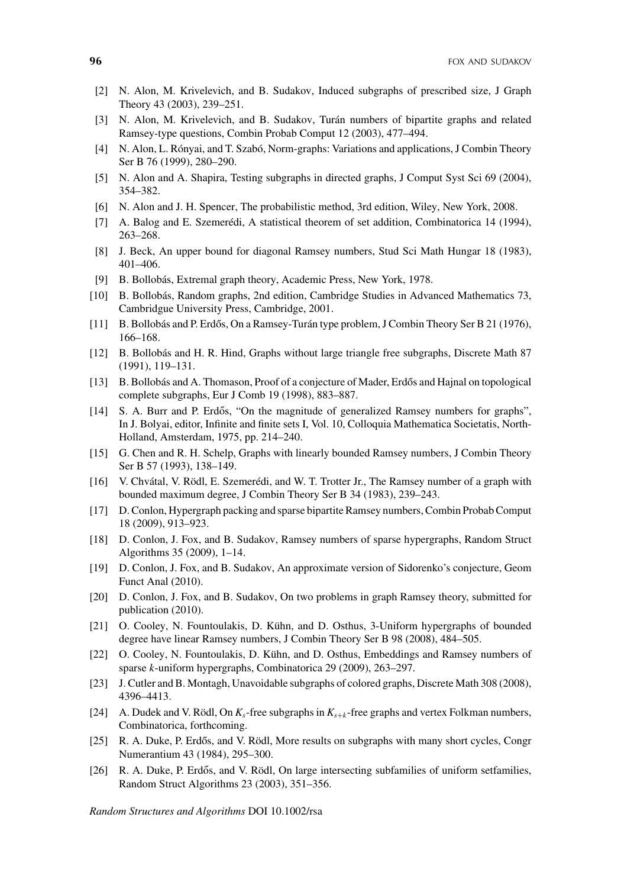[2] N. Alon, M. Krivelevich, and B. Sudakov, Induced subgraphs of prescribed size, J Graph Theory 43 (2003), 239–251.

[3] N. Alon, M. Krivelevich, and B. Sudakov, Turán numbers of bipartite graphs and related Ramsey-type questions, Combin Probab Comput 12 (2003), 477–494.

[4] N. Alon, L. Rónyai, and T. Szabó, Norm-graphs: Variations and applications, J Combin Theory Ser B 76 (1999), 280–290.

[5] N. Alon and A. Shapira, Testing subgraphs in directed graphs, J Comput Syst Sci 69 (2004), 354–382.

[6] N. Alon and J. H. Spencer, The probabilistic method, 3rd edition, Wiley, New York, 2008.

[7] A. Balog and E. Szemerédi, A statistical theorem of set addition, Combinatorica 14 (1994), 263–268.

[8] J. Beck, An upper bound for diagonal Ramsey numbers, Stud Sci Math Hungar 18 (1983), 401–406.

[9] B. Bollobás, Extremal graph theory, Academic Press, New York, 1978.

[10] B. Bollobás, Random graphs, 2nd edition, Cambridge Studies in Advanced Mathematics 73, Cambridgue University Press, Cambridge, 2001.

[11] B. Bollobás and P. Erdős, On a Ramsey-Turán type problem, J Combin Theory Ser B 21 (1976), 166–168.

[12] B. Bollobás and H. R. Hind, Graphs without large triangle free subgraphs, Discrete Math 87 (1991), 119–131.

[13] B. Bollobás and A. Thomason, Proof of a conjecture of Mader, Erdős and Hajnal on topological complete subgraphs, Eur J Comb 19 (1998), 883–887.

[14] S. A. Burr and P. Erdős, "On the magnitude of generalized Ramsey numbers for graphs", In J. Bolyai, editor, Infinite and finite sets I, Vol. 10, Colloquia Mathematica Societatis, North-Holland, Amsterdam, 1975, pp. 214–240.

[15] G. Chen and R. H. Schelp, Graphs with linearly bounded Ramsey numbers, J Combin Theory Ser B 57 (1993), 138–149.

[16] V. Chvátal, V. Rödl, E. Szemerédi, and W. T. Trotter Jr., The Ramsey number of a graph with bounded maximum degree, J Combin Theory Ser B 34 (1983), 239–243.

[17] D. Conlon, Hypergraph packing and sparse bipartite Ramsey numbers, Combin Probab Comput 18 (2009), 913–923.

[18] D. Conlon, J. Fox, and B. Sudakov, Ramsey numbers of sparse hypergraphs, Random Struct Algorithms 35 (2009), 1–14.

[19] D. Conlon, J. Fox, and B. Sudakov, An approximate version of Sidorenko's conjecture, Geom Funct Anal (2010).

[20] D. Conlon, J. Fox, and B. Sudakov, On two problems in graph Ramsey theory, submitted for publication (2010).

[21] O. Cooley, N. Fountoulakis, D. Kühn, and D. Osthus, 3-Uniform hypergraphs of bounded degree have linear Ramsey numbers, J Combin Theory Ser B 98 (2008), 484–505.

[22] O. Cooley, N. Fountoulakis, D. Kühn, and D. Osthus, Embeddings and Ramsey numbers of sparse $k$-uniform hypergraphs, Combinatorica 29 (2009), 263–297.

[23] J. Cutler and B. Montagh, Unavoidable subgraphs of colored graphs, Discrete Math 308 (2008), 4396–4413.

[24] A. Dudek and V. Rödl, On $K_s$-free subgraphs in $K_{s+k}$-free graphs and vertex Folkman numbers, Combinatorica, forthcoming.

[25] R. A. Duke, P. Erdős, and V. Rödl, More results on subgraphs with many short cycles, Congr Numerantium 43 (1984), 295–300.

[26] R. A. Duke, P. Erdős, and V. Rödl, On large intersecting subfamilies of uniform setfamilies, Random Struct Algorithms 23 (2003), 351–356.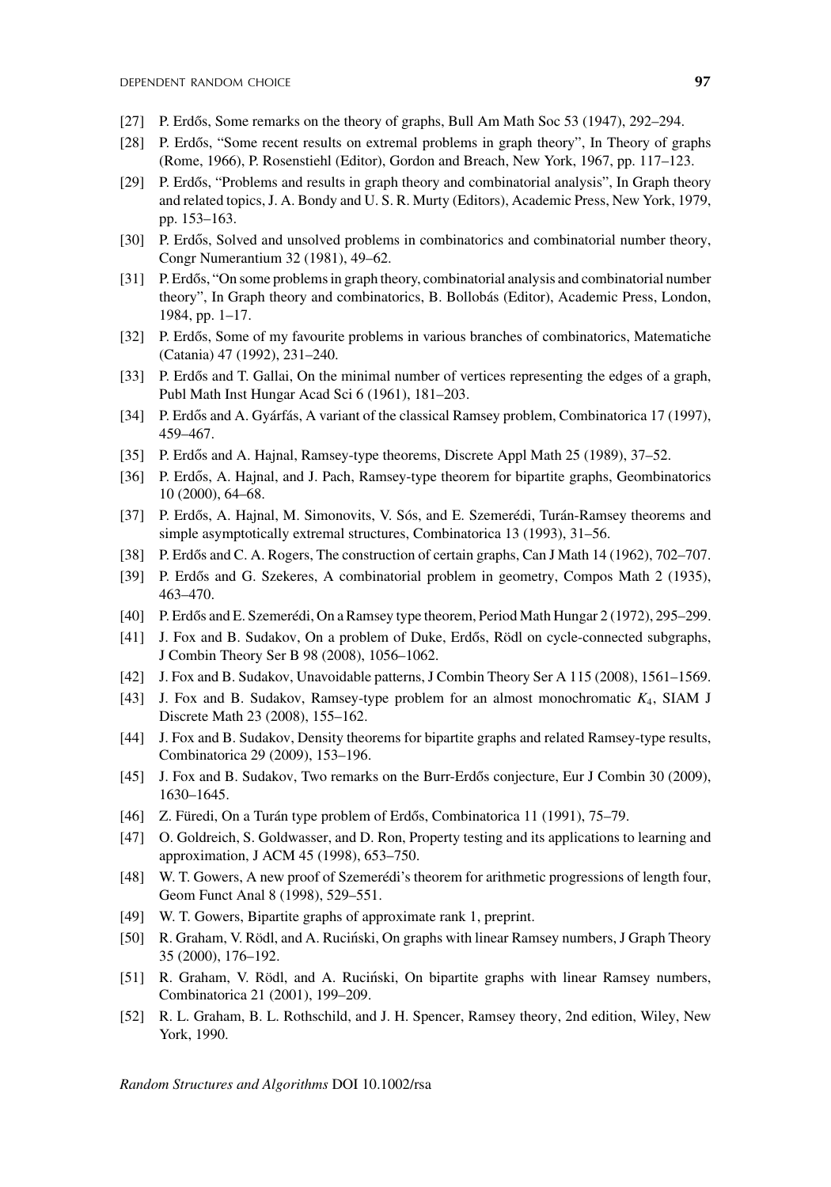- [27] P. Erdős, Some remarks on the theory of graphs, Bull Am Math Soc 53 (1947), 292–294.
- [28] P. Erdős, "Some recent results on extremal problems in graph theory", In Theory of graphs (Rome, 1966), P. Rosenstiehl (Editor), Gordon and Breach, New York, 1967, pp. 117–123.
- [29] P. Erdős, "Problems and results in graph theory and combinatorial analysis", In Graph theory and related topics, J. A. Bondy and U. S. R. Murty (Editors), Academic Press, New York, 1979, pp. 153–163.
- [30] P. Erdős, Solved and unsolved problems in combinatorics and combinatorial number theory, Congr Numerantium 32 (1981), 49–62.
- [31] P. Erdős, "On some problems in graph theory, combinatorial analysis and combinatorial number theory", In Graph theory and combinatorics, B. Bollobás (Editor), Academic Press, London, 1984, pp. 1–17.
- [32] P. Erdős, Some of my favourite problems in various branches of combinatorics, Matematiche (Catania) 47 (1992), 231–240.
- [33] P. Erdős and T. Gallai, On the minimal number of vertices representing the edges of a graph, Publ Math Inst Hungar Acad Sci 6 (1961), 181–203.
- [34] P. Erdős and A. Gyárfás, A variant of the classical Ramsey problem, Combinatorica 17 (1997), 459–467.
- [35] P. Erdős and A. Hajnal, Ramsey-type theorems, Discrete Appl Math 25 (1989), 37–52.
- [36] P. Erdős, A. Hajnal, and J. Pach, Ramsey-type theorem for bipartite graphs, Geombinatorics 10 (2000), 64–68.
- [37] P. Erdős, A. Hajnal, M. Simonovits, V. Sós, and E. Szemerédi, Turán-Ramsey theorems and simple asymptotically extremal structures, Combinatorica 13 (1993), 31–56.
- [38] P. Erdős and C. A. Rogers, The construction of certain graphs, Can J Math 14 (1962), 702–707.
- [39] P. Erdős and G. Szekeres, A combinatorial problem in geometry, Compos Math 2 (1935), 463–470.
- [40] P. Erdős and E. Szemerédi, On a Ramsey type theorem, Period Math Hungar 2 (1972), 295–299.
- [41] J. Fox and B. Sudakov, On a problem of Duke, Erdős, Rödl on cycle-connected subgraphs, J Combin Theory Ser B 98 (2008), 1056–1062.
- [42] J. Fox and B. Sudakov, Unavoidable patterns, J Combin Theory Ser A 115 (2008), 1561–1569.
- [43] J. Fox and B. Sudakov, Ramsey-type problem for an almost monochromatic $K_4$, SIAM J Discrete Math 23 (2008), 155–162.
- [44] J. Fox and B. Sudakov, Density theorems for bipartite graphs and related Ramsey-type results, Combinatorica 29 (2009), 153–196.
- [45] J. Fox and B. Sudakov, Two remarks on the Burr-Erdős conjecture, Eur J Combin 30 (2009), 1630–1645.
- [46] Z. Füredi, On a Turán type problem of Erdős, Combinatorica 11 (1991), 75–79.
- [47] O. Goldreich, S. Goldwasser, and D. Ron, Property testing and its applications to learning and approximation, J ACM 45 (1998), 653–750.
- [48] W. T. Gowers, A new proof of Szemerédi's theorem for arithmetic progressions of length four, Geom Funct Anal 8 (1998), 529–551.
- [49] W. T. Gowers, Bipartite graphs of approximate rank 1, preprint.
- [50] R. Graham, V. Rödl, and A. Ruciński, On graphs with linear Ramsey numbers, J Graph Theory 35 (2000), 176–192.
- [51] R. Graham, V. Rödl, and A. Ruciński, On bipartite graphs with linear Ramsey numbers, Combinatorica 21 (2001), 199–209.
- [52] R. L. Graham, B. L. Rothschild, and J. H. Spencer, Ramsey theory, 2nd edition, Wiley, New York, 1990.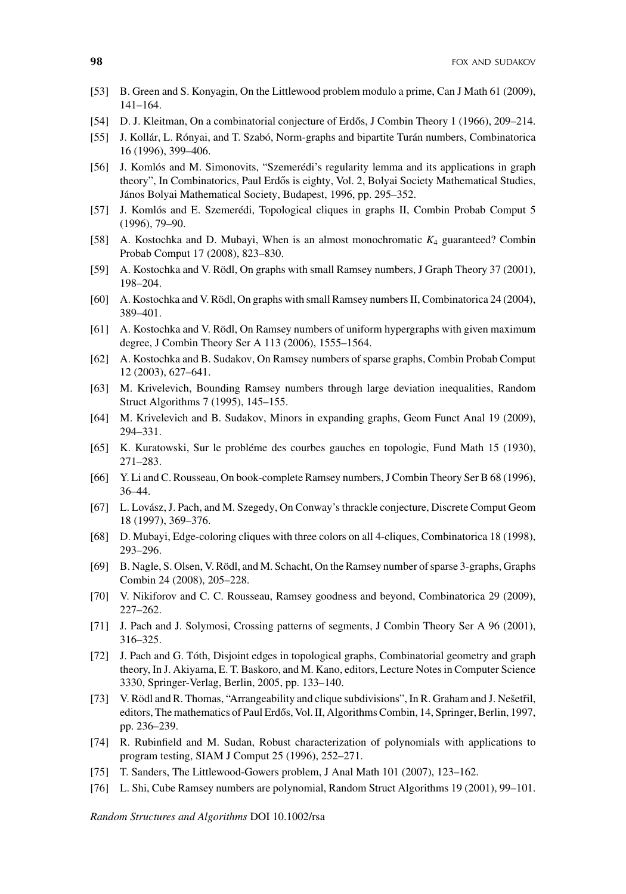[53] B. Green and S. Konyagin, On the Littlewood problem modulo a prime, Can J Math 61 (2009), 141–164.

[54] D. J. Kleitman, On a combinatorial conjecture of Erdős, J Combin Theory 1 (1966), 209–214.

[55] J. Kollár, L. Rónyai, and T. Szabó, Norm-graphs and bipartite Turán numbers, Combinatorica 16 (1996), 399–406.

[56] J. Komlós and M. Simonovits, "Szemerédi's regularity lemma and its applications in graph theory", In Combinatorics, Paul Erdős is eighty, Vol. 2, Bolyai Society Mathematical Studies, János Bolyai Mathematical Society, Budapest, 1996, pp. 295–352.

[57] J. Komlós and E. Szemerédi, Topological cliques in graphs II, Combin Probab Comput 5 (1996), 79–90.

[58] A. Kostochka and D. Mubayi, When is an almost monochromatic $K_4$ guaranteed? Combin Probab Comput 17 (2008), 823–830.

[59] A. Kostochka and V. Rödl, On graphs with small Ramsey numbers, J Graph Theory 37 (2001), 198–204.

[60] A. Kostochka and V. Rödl, On graphs with small Ramsey numbers II, Combinatorica 24 (2004), 389–401.

[61] A. Kostochka and V. Rödl, On Ramsey numbers of uniform hypergraphs with given maximum degree, J Combin Theory Ser A 113 (2006), 1555–1564.

[62] A. Kostochka and B. Sudakov, On Ramsey numbers of sparse graphs, Combin Probab Comput 12 (2003), 627–641.

[63] M. Krivelevich, Bounding Ramsey numbers through large deviation inequalities, Random Struct Algorithms 7 (1995), 145–155.

[64] M. Krivelevich and B. Sudakov, Minors in expanding graphs, Geom Funct Anal 19 (2009), 294–331.

[65] K. Kuratowski, Sur le probléme des courbes gauches en topologie, Fund Math 15 (1930), 271–283.

[66] Y. Li and C. Rousseau, On book-complete Ramsey numbers, J Combin Theory Ser B 68 (1996), 36–44.

[67] L. Lovász, J. Pach, and M. Szegedy, On Conway's thrackle conjecture, Discrete Comput Geom 18 (1997), 369–376.

[68] D. Mubayi, Edge-coloring cliques with three colors on all 4-cliques, Combinatorica 18 (1998), 293–296.

[69] B. Nagle, S. Olsen, V. Rödl, and M. Schacht, On the Ramsey number of sparse 3-graphs, Graphs Combin 24 (2008), 205–228.

[70] V. Nikiforov and C. C. Rousseau, Ramsey goodness and beyond, Combinatorica 29 (2009), 227–262.

[71] J. Pach and J. Solymosi, Crossing patterns of segments, J Combin Theory Ser A 96 (2001), 316–325.

[72] J. Pach and G. Tóth, Disjoint edges in topological graphs, Combinatorial geometry and graph theory, In J. Akiyama, E. T. Baskoro, and M. Kano, editors, Lecture Notes in Computer Science 3330, Springer-Verlag, Berlin, 2005, pp. 133–140.

[73] V. Rödl and R. Thomas, "Arrangeability and clique subdivisions", In R. Graham and J. Nešetřil, editors, The mathematics of Paul Erdős, Vol. II, Algorithms Combin, 14, Springer, Berlin, 1997, pp. 236–239.

[74] R. Rubinfield and M. Sudan, Robust characterization of polynomials with applications to program testing, SIAM J Comput 25 (1996), 252–271.

[75] T. Sanders, The Littlewood-Gowers problem, J Anal Math 101 (2007), 123–162.

[76] L. Shi, Cube Ramsey numbers are polynomial, Random Struct Algorithms 19 (2001), 99–101.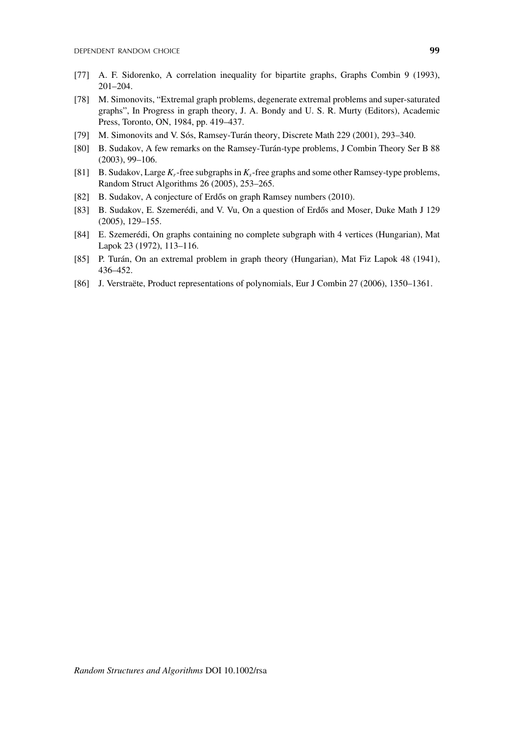[77] A. F. Sidorenko, A correlation inequality for bipartite graphs, Graphs Combin 9 (1993), 201–204.

[78] M. Simonovits, "Extremal graph problems, degenerate extremal problems and super-saturated graphs", In Progress in graph theory, J. A. Bondy and U. S. R. Murty (Editors), Academic Press, Toronto, ON, 1984, pp. 419–437.

[79] M. Simonovits and V. Sós, Ramsey-Turán theory, Discrete Math 229 (2001), 293–340.

[80] B. Sudakov, A few remarks on the Ramsey-Turán-type problems, J Combin Theory Ser B 88 (2003), 99–106.

[81] B. Sudakov, Large $K_r$-free subgraphs in $K_s$-free graphs and some other Ramsey-type problems, Random Struct Algorithms 26 (2005), 253–265.

[82] B. Sudakov, A conjecture of Erdős on graph Ramsey numbers (2010).

[83] B. Sudakov, E. Szemerédi, and V. Vu, On a question of Erdős and Moser, Duke Math J 129 (2005), 129–155.

[84] E. Szemerédi, On graphs containing no complete subgraph with 4 vertices (Hungarian), Mat Lapok 23 (1972), 113–116.

[85] P. Turán, On an extremal problem in graph theory (Hungarian), Mat Fiz Lapok 48 (1941), 436–452.

[86] J. Verstraëte, Product representations of polynomials, Eur J Combin 27 (2006), 1350–1361.